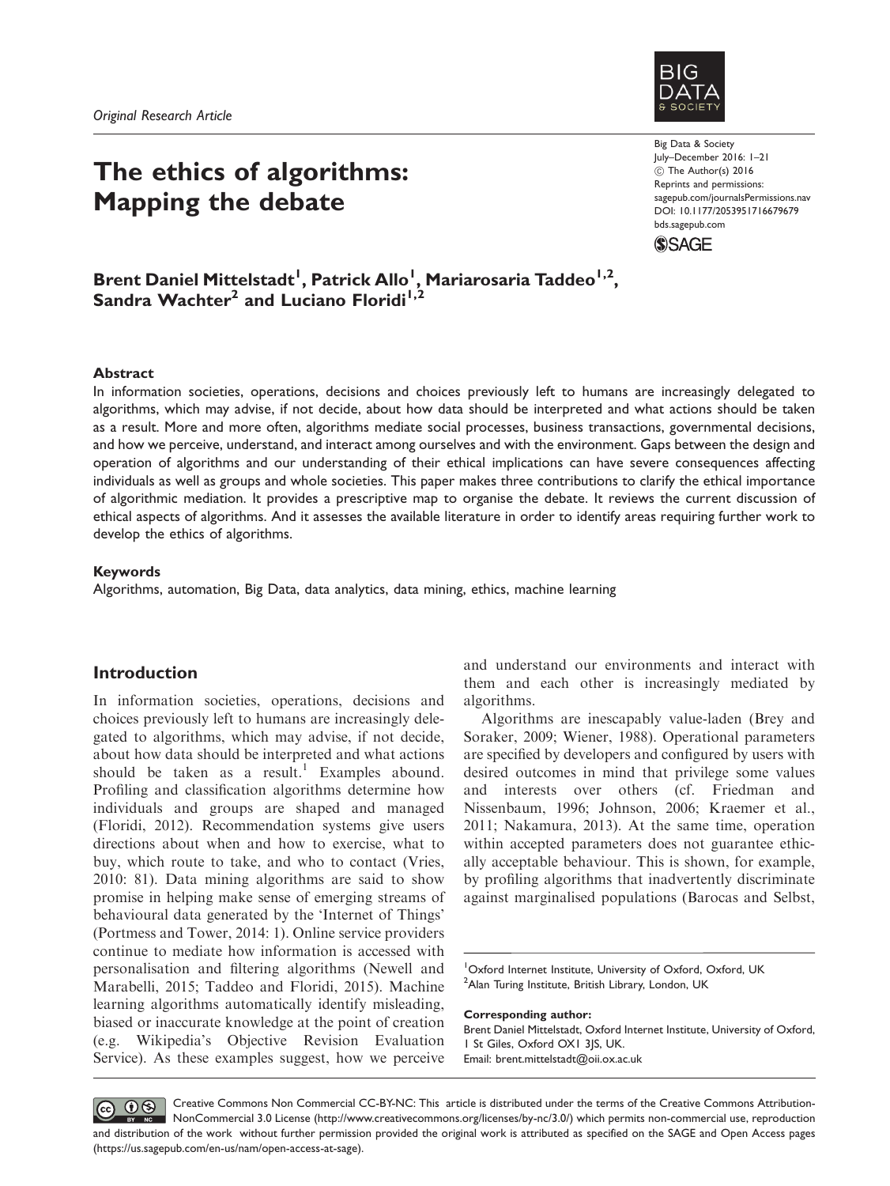*Original Research Article*

# The ethics of algorithms: Mapping the debate

Big Data & Society
July–December 2016: 1–21
© The Author(s) 2016
Reprints and permissions: sagepub.com/journalsPermissions.nav
DOI: 10.1177/2053951716679679
bds.sagepub.com

**Brent Daniel Mittelstadt[1], Patrick Allo[1], Mariarosaria Taddeo[1,2], Sandra Wachter[2] and Luciano Floridi[1,2]**

### Abstract

In information societies, operations, decisions and choices previously left to humans are increasingly delegated to algorithms, which may advise, if not decide, about how data should be interpreted and what actions should be taken as a result. More and more often, algorithms mediate social processes, business transactions, governmental decisions, and how we perceive, understand, and interact among ourselves and with the environment. Gaps between the design and operation of algorithms and our understanding of their ethical implications can have severe consequences affecting individuals as well as groups and whole societies. This paper makes three contributions to clarify the ethical importance of algorithmic mediation. It provides a prescriptive map to organise the debate. It reviews the current discussion of ethical aspects of algorithms. And it assesses the available literature in order to identify areas requiring further work to develop the ethics of algorithms.

### Keywords

Algorithms, automation, Big Data, data analytics, data mining, ethics, machine learning

## Introduction

In information societies, operations, decisions and choices previously left to humans are increasingly delegated to algorithms, which may advise, if not decide, about how data should be interpreted and what actions should be taken as a result.[1] Examples abound. Profiling and classification algorithms determine how individuals and groups are shaped and managed (Floridi, 2012). Recommendation systems give users directions about when and how to exercise, what to buy, which route to take, and who to contact (Vries, 2010: 81). Data mining algorithms are said to show promise in helping make sense of emerging streams of behavioural data generated by the 'Internet of Things' (Portmess and Tower, 2014: 1). Online service providers continue to mediate how information is accessed with personalisation and filtering algorithms (Newell and Marabelli, 2015; Taddeo and Floridi, 2015). Machine learning algorithms automatically identify misleading, biased or inaccurate knowledge at the point of creation (e.g. Wikipedia's Objective Revision Evaluation Service). As these examples suggest, how we perceive and understand our environments and interact with them and each other is increasingly mediated by algorithms.

Algorithms are inescapably value-laden (Brey and Soraker, 2009; Wiener, 1988). Operational parameters are specified by developers and configured by users with desired outcomes in mind that privilege some values and interests over others (cf. Friedman and Nissenbaum, 1996; Johnson, 2006; Kraemer et al., 2011; Nakamura, 2013). At the same time, operation within accepted parameters does not guarantee ethically acceptable behaviour. This is shown, for example, by profiling algorithms that inadvertently discriminate against marginalised populations (Barocas and Selbst,

[1]Oxford Internet Institute, University of Oxford, Oxford, UK
[2]Alan Turing Institute, British Library, London, UK

**Corresponding author:**
Brent Daniel Mittelstadt, Oxford Internet Institute, University of Oxford, 1 St Giles, Oxford OX1 3JS, UK.
Email: brent.mittelstadt@oii.ox.ac.uk

Creative Commons Non Commercial CC-BY-NC: This article is distributed under the terms of the Creative Commons Attribution-NonCommercial 3.0 License (http://www.creativecommons.org/licenses/by-nc/3.0/) which permits non-commercial use, reproduction and distribution of the work without further permission provided the original work is attributed as specified on the SAGE and Open Access pages (https://us.sagepub.com/en-us/nam/open-access-at-sage).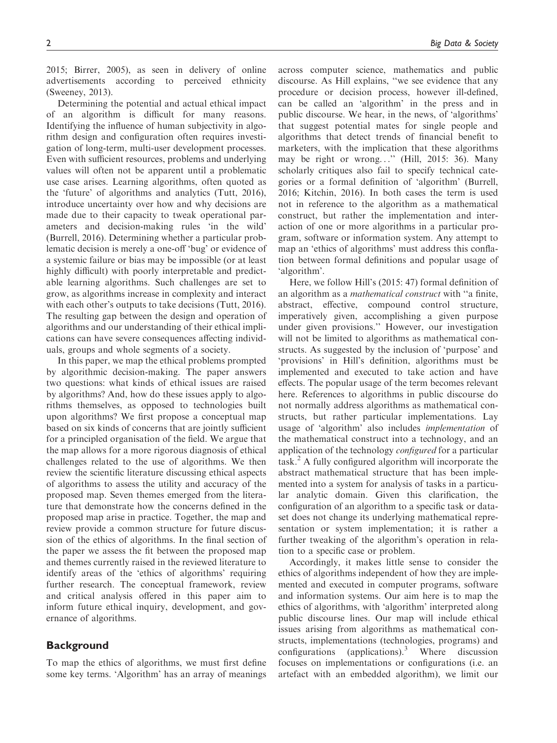2015; Birrer, 2005), as seen in delivery of online advertisements according to perceived ethnicity (Sweeney, 2013).

Determining the potential and actual ethical impact of an algorithm is difficult for many reasons. Identifying the influence of human subjectivity in algorithm design and configuration often requires investigation of long-term, multi-user development processes. Even with sufficient resources, problems and underlying values will often not be apparent until a problematic use case arises. Learning algorithms, often quoted as the 'future' of algorithms and analytics (Tutt, 2016), introduce uncertainty over how and why decisions are made due to their capacity to tweak operational parameters and decision-making rules 'in the wild' (Burrell, 2016). Determining whether a particular problematic decision is merely a one-off 'bug' or evidence of a systemic failure or bias may be impossible (or at least highly difficult) with poorly interpretable and predictable learning algorithms. Such challenges are set to grow, as algorithms increase in complexity and interact with each other's outputs to take decisions (Tutt, 2016). The resulting gap between the design and operation of algorithms and our understanding of their ethical implications can have severe consequences affecting individuals, groups and whole segments of a society.

In this paper, we map the ethical problems prompted by algorithmic decision-making. The paper answers two questions: what kinds of ethical issues are raised by algorithms? And, how do these issues apply to algorithms themselves, as opposed to technologies built upon algorithms? We first propose a conceptual map based on six kinds of concerns that are jointly sufficient for a principled organisation of the field. We argue that the map allows for a more rigorous diagnosis of ethical challenges related to the use of algorithms. We then review the scientific literature discussing ethical aspects of algorithms to assess the utility and accuracy of the proposed map. Seven themes emerged from the literature that demonstrate how the concerns defined in the proposed map arise in practice. Together, the map and review provide a common structure for future discussion of the ethics of algorithms. In the final section of the paper we assess the fit between the proposed map and themes currently raised in the reviewed literature to identify areas of the 'ethics of algorithms' requiring further research. The conceptual framework, review and critical analysis offered in this paper aim to inform future ethical inquiry, development, and governance of algorithms.

## Background

To map the ethics of algorithms, we must first define some key terms. 'Algorithm' has an array of meanings across computer science, mathematics and public discourse. As Hill explains, "we see evidence that any procedure or decision process, however ill-defined, can be called an 'algorithm' in the press and in public discourse. We hear, in the news, of 'algorithms' that suggest potential mates for single people and algorithms that detect trends of financial benefit to marketers, with the implication that these algorithms may be right or wrong..." (Hill, 2015: 36). Many scholarly critiques also fail to specify technical categories or a formal definition of 'algorithm' (Burrell, 2016; Kitchin, 2016). In both cases the term is used not in reference to the algorithm as a mathematical construct, but rather the implementation and interaction of one or more algorithms in a particular program, software or information system. Any attempt to map an 'ethics of algorithms' must address this conflation between formal definitions and popular usage of 'algorithm'.

Here, we follow Hill's (2015: 47) formal definition of an algorithm as a *mathematical construct* with "a finite, abstract, effective, compound control structure, imperatively given, accomplishing a given purpose under given provisions." However, our investigation will not be limited to algorithms as mathematical constructs. As suggested by the inclusion of 'purpose' and 'provisions' in Hill's definition, algorithms must be implemented and executed to take action and have effects. The popular usage of the term becomes relevant here. References to algorithms in public discourse do not normally address algorithms as mathematical constructs, but rather particular implementations. Lay usage of 'algorithm' also includes *implementation* of the mathematical construct into a technology, and an application of the technology *configured* for a particular task.[2] A fully configured algorithm will incorporate the abstract mathematical structure that has been implemented into a system for analysis of tasks in a particular analytic domain. Given this clarification, the configuration of an algorithm to a specific task or dataset does not change its underlying mathematical representation or system implementation; it is rather a further tweaking of the algorithm's operation in relation to a specific case or problem.

Accordingly, it makes little sense to consider the ethics of algorithms independent of how they are implemented and executed in computer programs, software and information systems. Our aim here is to map the ethics of algorithms, with 'algorithm' interpreted along public discourse lines. Our map will include ethical issues arising from algorithms as mathematical constructs, implementations (technologies, programs) and configurations (applications).[3] Where discussion focuses on implementations or configurations (i.e. an artefact with an embedded algorithm), we limit our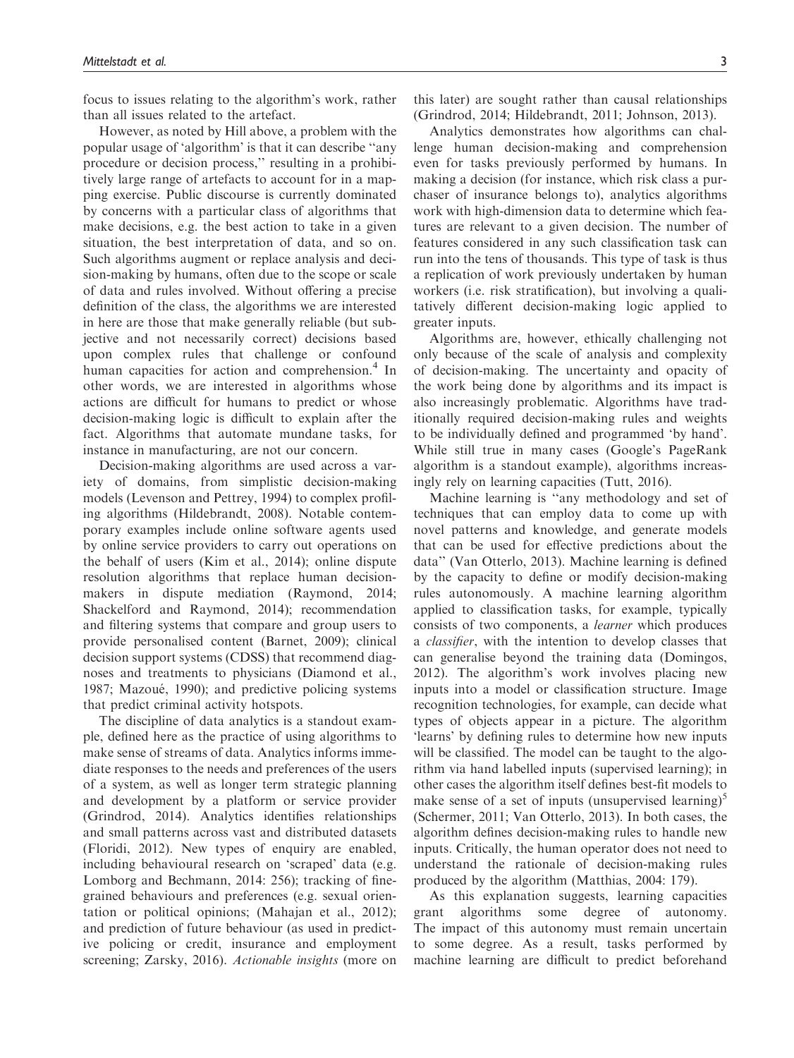focus to issues relating to the algorithm's work, rather than all issues related to the artefact.

However, as noted by Hill above, a problem with the popular usage of 'algorithm' is that it can describe "any procedure or decision process," resulting in a prohibitively large range of artefacts to account for in a mapping exercise. Public discourse is currently dominated by concerns with a particular class of algorithms that make decisions, e.g. the best action to take in a given situation, the best interpretation of data, and so on. Such algorithms augment or replace analysis and decision-making by humans, often due to the scope or scale of data and rules involved. Without offering a precise definition of the class, the algorithms we are interested in here are those that make generally reliable (but subjective and not necessarily correct) decisions based upon complex rules that challenge or confound human capacities for action and comprehension.[4] In other words, we are interested in algorithms whose actions are difficult for humans to predict or whose decision-making logic is difficult to explain after the fact. Algorithms that automate mundane tasks, for instance in manufacturing, are not our concern.

Decision-making algorithms are used across a variety of domains, from simplistic decision-making models (Levenson and Pettrey, 1994) to complex profiling algorithms (Hildebrandt, 2008). Notable contemporary examples include online software agents used by online service providers to carry out operations on the behalf of users (Kim et al., 2014); online dispute resolution algorithms that replace human decision-makers in dispute mediation (Raymond, 2014; Shackelford and Raymond, 2014); recommendation and filtering systems that compare and group users to provide personalised content (Barnet, 2009); clinical decision support systems (CDSS) that recommend diagnoses and treatments to physicians (Diamond et al., 1987; Mazoué, 1990); and predictive policing systems that predict criminal activity hotspots.

The discipline of data analytics is a standout example, defined here as the practice of using algorithms to make sense of streams of data. Analytics informs immediate responses to the needs and preferences of the users of a system, as well as longer term strategic planning and development by a platform or service provider (Grindrod, 2014). Analytics identifies relationships and small patterns across vast and distributed datasets (Floridi, 2012). New types of enquiry are enabled, including behavioural research on 'scraped' data (e.g. Lomborg and Bechmann, 2014: 256); tracking of fine-grained behaviours and preferences (e.g. sexual orientation or political opinions; (Mahajan et al., 2012); and prediction of future behaviour (as used in predictive policing or credit, insurance and employment screening; Zarsky, 2016). *Actionable insights* (more on this later) are sought rather than causal relationships (Grindrod, 2014; Hildebrandt, 2011; Johnson, 2013).

Analytics demonstrates how algorithms can challenge human decision-making and comprehension even for tasks previously performed by humans. In making a decision (for instance, which risk class a purchaser of insurance belongs to), analytics algorithms work with high-dimension data to determine which features are relevant to a given decision. The number of features considered in any such classification task can run into the tens of thousands. This type of task is thus a replication of work previously undertaken by human workers (i.e. risk stratification), but involving a qualitatively different decision-making logic applied to greater inputs.

Algorithms are, however, ethically challenging not only because of the scale of analysis and complexity of decision-making. The uncertainty and opacity of the work being done by algorithms and its impact is also increasingly problematic. Algorithms have traditionally required decision-making rules and weights to be individually defined and programmed 'by hand'. While still true in many cases (Google's PageRank algorithm is a standout example), algorithms increasingly rely on learning capacities (Tutt, 2016).

Machine learning is "any methodology and set of techniques that can employ data to come up with novel patterns and knowledge, and generate models that can be used for effective predictions about the data" (Van Otterlo, 2013). Machine learning is defined by the capacity to define or modify decision-making rules autonomously. A machine learning algorithm applied to classification tasks, for example, typically consists of two components, a *learner* which produces a *classifier*, with the intention to develop classes that can generalise beyond the training data (Domingos, 2012). The algorithm's work involves placing new inputs into a model or classification structure. Image recognition technologies, for example, can decide what types of objects appear in a picture. The algorithm 'learns' by defining rules to determine how new inputs will be classified. The model can be taught to the algorithm via hand labelled inputs (supervised learning); in other cases the algorithm itself defines best-fit models to make sense of a set of inputs (unsupervised learning)[5] (Schermer, 2011; Van Otterlo, 2013). In both cases, the algorithm defines decision-making rules to handle new inputs. Critically, the human operator does not need to understand the rationale of decision-making rules produced by the algorithm (Matthias, 2004: 179).

As this explanation suggests, learning capacities grant algorithms some degree of autonomy. The impact of this autonomy must remain uncertain to some degree. As a result, tasks performed by machine learning are difficult to predict beforehand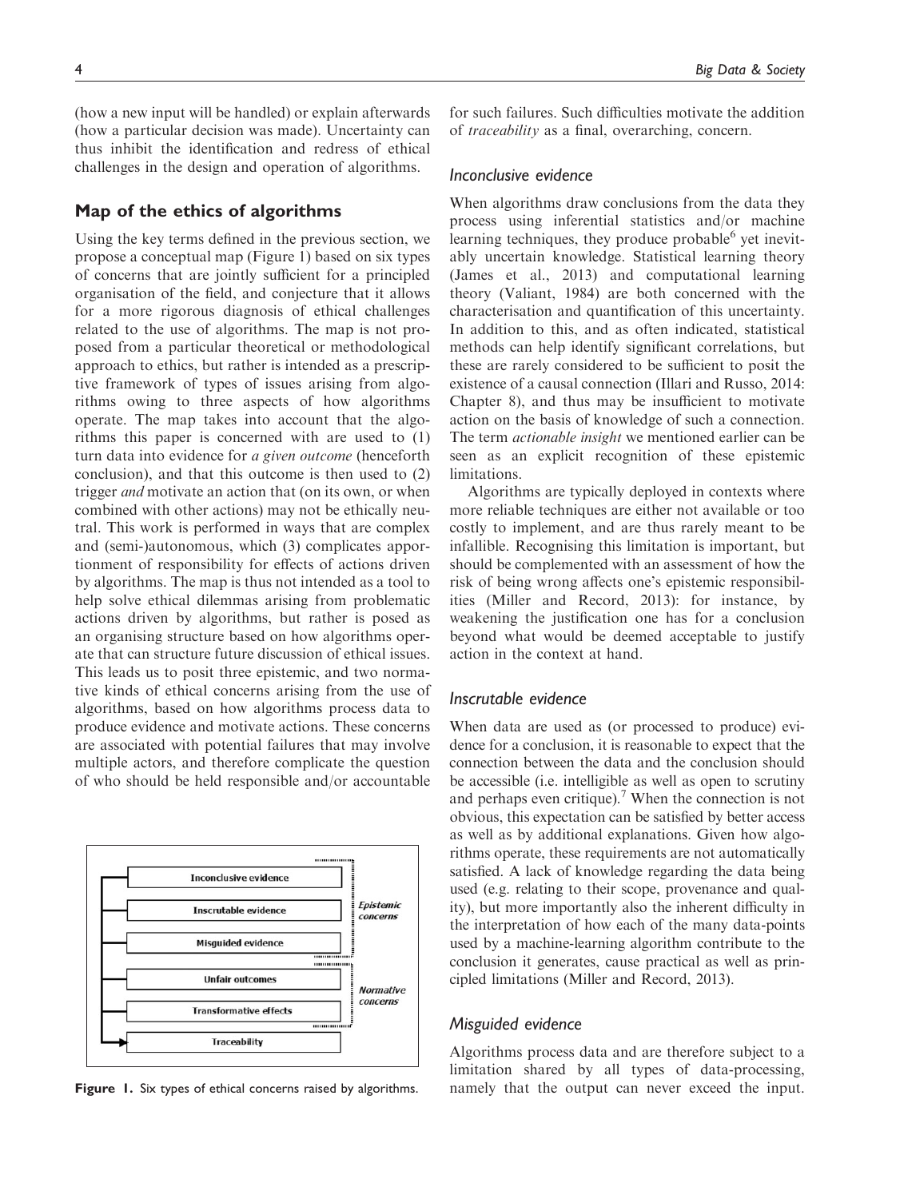(how a new input will be handled) or explain afterwards (how a particular decision was made). Uncertainty can thus inhibit the identification and redress of ethical challenges in the design and operation of algorithms.

## Map of the ethics of algorithms

Using the key terms defined in the previous section, we propose a conceptual map (Figure 1) based on six types of concerns that are jointly sufficient for a principled organisation of the field, and conjecture that it allows for a more rigorous diagnosis of ethical challenges related to the use of algorithms. The map is not proposed from a particular theoretical or methodological approach to ethics, but rather is intended as a prescriptive framework of types of issues arising from algorithms owing to three aspects of how algorithms operate. The map takes into account that the algorithms this paper is concerned with are used to (1) turn data into evidence for *a given outcome* (henceforth conclusion), and that this outcome is then used to (2) trigger *and* motivate an action that (on its own, or when combined with other actions) may not be ethically neutral. This work is performed in ways that are complex and (semi-)autonomous, which (3) complicates apportionment of responsibility for effects of actions driven by algorithms. The map is thus not intended as a tool to help solve ethical dilemmas arising from problematic actions driven by algorithms, but rather is posed as an organising structure based on how algorithms operate that can structure future discussion of ethical issues. This leads us to posit three epistemic, and two normative kinds of ethical concerns arising from the use of algorithms, based on how algorithms process data to produce evidence and motivate actions. These concerns are associated with potential failures that may involve multiple actors, and therefore complicate the question of who should be held responsible and/or accountable for such failures. Such difficulties motivate the addition of *traceability* as a final, overarching, concern.

Inconclusive evidence
Inscrutable evidence
Misguided evidence
Epistemic concerns
Unfair outcomes
Transformative effects
Normative concerns
Traceability

**Figure 1.** Six types of ethical concerns raised by algorithms.

### Inconclusive evidence

When algorithms draw conclusions from the data they process using inferential statistics and/or machine learning techniques, they produce probable[6] yet inevitably uncertain knowledge. Statistical learning theory (James et al., 2013) and computational learning theory (Valiant, 1984) are both concerned with the characterisation and quantification of this uncertainty. In addition to this, and as often indicated, statistical methods can help identify significant correlations, but these are rarely considered to be sufficient to posit the existence of a causal connection (Illari and Russo, 2014: Chapter 8), and thus may be insufficient to motivate action on the basis of knowledge of such a connection. The term *actionable insight* we mentioned earlier can be seen as an explicit recognition of these epistemic limitations.

Algorithms are typically deployed in contexts where more reliable techniques are either not available or too costly to implement, and are thus rarely meant to be infallible. Recognising this limitation is important, but should be complemented with an assessment of how the risk of being wrong affects one's epistemic responsibilities (Miller and Record, 2013): for instance, by weakening the justification one has for a conclusion beyond what would be deemed acceptable to justify action in the context at hand.

### Inscrutable evidence

When data are used as (or processed to produce) evidence for a conclusion, it is reasonable to expect that the connection between the data and the conclusion should be accessible (i.e. intelligible as well as open to scrutiny and perhaps even critique).[7] When the connection is not obvious, this expectation can be satisfied by better access as well as by additional explanations. Given how algorithms operate, these requirements are not automatically satisfied. A lack of knowledge regarding the data being used (e.g. relating to their scope, provenance and quality), but more importantly also the inherent difficulty in the interpretation of how each of the many data-points used by a machine-learning algorithm contribute to the conclusion it generates, cause practical as well as principled limitations (Miller and Record, 2013).

### Misguided evidence

Algorithms process data and are therefore subject to a limitation shared by all types of data-processing, namely that the output can never exceed the input.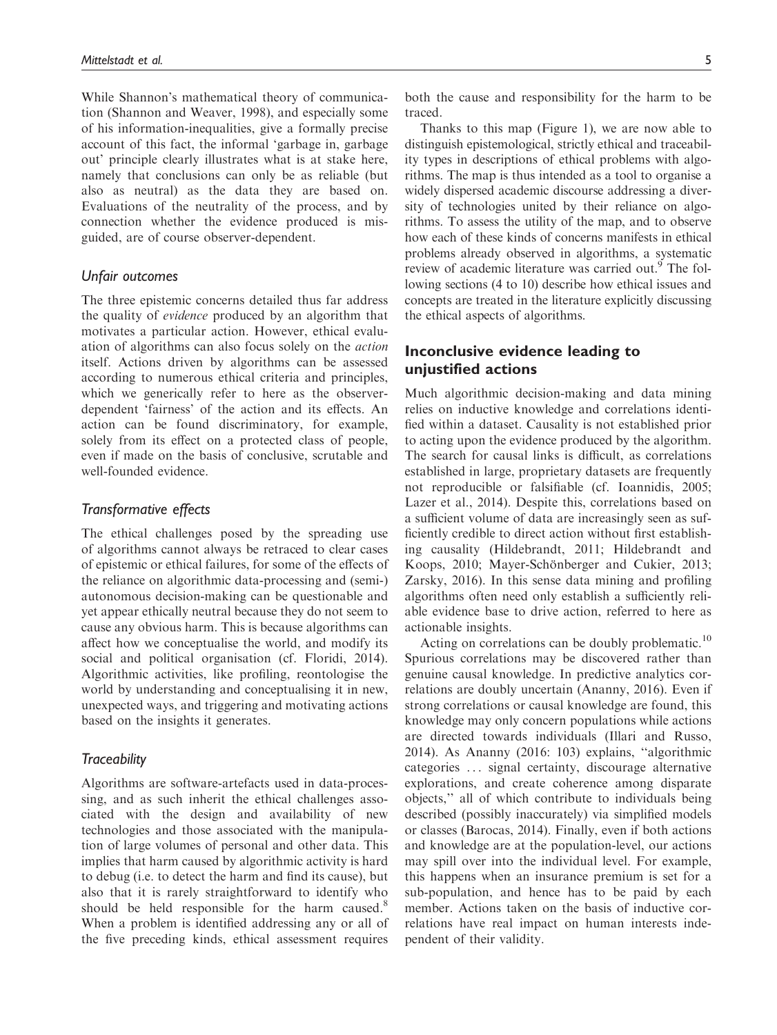While Shannon's mathematical theory of communication (Shannon and Weaver, 1998), and especially some of his information-inequalities, give a formally precise account of this fact, the informal 'garbage in, garbage out' principle clearly illustrates what is at stake here, namely that conclusions can only be as reliable (but also as neutral) as the data they are based on. Evaluations of the neutrality of the process, and by connection whether the evidence produced is misguided, are of course observer-dependent.

### *Unfair outcomes*

The three epistemic concerns detailed thus far address the quality of *evidence* produced by an algorithm that motivates a particular action. However, ethical evaluation of algorithms can also focus solely on the *action* itself. Actions driven by algorithms can be assessed according to numerous ethical criteria and principles, which we generically refer to here as the observer-dependent 'fairness' of the action and its effects. An action can be found discriminatory, for example, solely from its effect on a protected class of people, even if made on the basis of conclusive, scrutable and well-founded evidence.

### *Transformative effects*

The ethical challenges posed by the spreading use of algorithms cannot always be retraced to clear cases of epistemic or ethical failures, for some of the effects of the reliance on algorithmic data-processing and (semi-) autonomous decision-making can be questionable and yet appear ethically neutral because they do not seem to cause any obvious harm. This is because algorithms can affect how we conceptualise the world, and modify its social and political organisation (cf. Floridi, 2014). Algorithmic activities, like profiling, reontologise the world by understanding and conceptualising it in new, unexpected ways, and triggering and motivating actions based on the insights it generates.

### *Traceability*

Algorithms are software-artefacts used in data-processing, and as such inherit the ethical challenges associated with the design and availability of new technologies and those associated with the manipulation of large volumes of personal and other data. This implies that harm caused by algorithmic activity is hard to debug (i.e. to detect the harm and find its cause), but also that it is rarely straightforward to identify who should be held responsible for the harm caused.[8] When a problem is identified addressing any or all of the five preceding kinds, ethical assessment requires both the cause and responsibility for the harm to be traced.

Thanks to this map (Figure 1), we are now able to distinguish epistemological, strictly ethical and traceability types in descriptions of ethical problems with algorithms. The map is thus intended as a tool to organise a widely dispersed academic discourse addressing a diversity of technologies united by their reliance on algorithms. To assess the utility of the map, and to observe how each of these kinds of concerns manifests in ethical problems already observed in algorithms, a systematic review of academic literature was carried out.[9] The following sections (4 to 10) describe how ethical issues and concepts are treated in the literature explicitly discussing the ethical aspects of algorithms.

## Inconclusive evidence leading to unjustified actions

Much algorithmic decision-making and data mining relies on inductive knowledge and correlations identified within a dataset. Causality is not established prior to acting upon the evidence produced by the algorithm. The search for causal links is difficult, as correlations established in large, proprietary datasets are frequently not reproducible or falsifiable (cf. Ioannidis, 2005; Lazer et al., 2014). Despite this, correlations based on a sufficient volume of data are increasingly seen as sufficiently credible to direct action without first establishing causality (Hildebrandt, 2011; Hildebrandt and Koops, 2010; Mayer-Schönberger and Cukier, 2013; Zarsky, 2016). In this sense data mining and profiling algorithms often need only establish a sufficiently reliable evidence base to drive action, referred to here as actionable insights.

Acting on correlations can be doubly problematic.[10] Spurious correlations may be discovered rather than genuine causal knowledge. In predictive analytics correlations are doubly uncertain (Ananny, 2016). Even if strong correlations or causal knowledge are found, this knowledge may only concern populations while actions are directed towards individuals (Illari and Russo, 2014). As Ananny (2016: 103) explains, "algorithmic categories ... signal certainty, discourage alternative explorations, and create coherence among disparate objects," all of which contribute to individuals being described (possibly inaccurately) via simplified models or classes (Barocas, 2014). Finally, even if both actions and knowledge are at the population-level, our actions may spill over into the individual level. For example, this happens when an insurance premium is set for a sub-population, and hence has to be paid by each member. Actions taken on the basis of inductive correlations have real impact on human interests independent of their validity.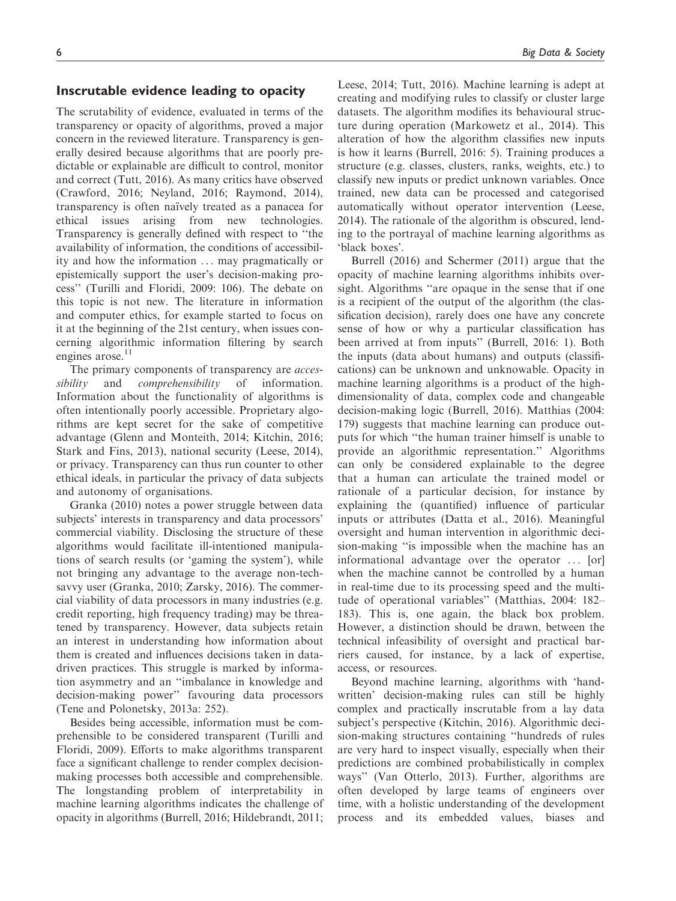## Inscrutable evidence leading to opacity

The scrutability of evidence, evaluated in terms of the transparency or opacity of algorithms, proved a major concern in the reviewed literature. Transparency is generally desired because algorithms that are poorly predictable or explainable are difficult to control, monitor and correct (Tutt, 2016). As many critics have observed (Crawford, 2016; Neyland, 2016; Raymond, 2014), transparency is often naïvely treated as a panacea for ethical issues arising from new technologies. Transparency is generally defined with respect to "the availability of information, the conditions of accessibility and how the information ... may pragmatically or epistemically support the user's decision-making process" (Turilli and Floridi, 2009: 106). The debate on this topic is not new. The literature in information and computer ethics, for example started to focus on it at the beginning of the 21st century, when issues concerning algorithmic information filtering by search engines arose.[11]

The primary components of transparency are *accessibility* and *comprehensibility* of information. Information about the functionality of algorithms is often intentionally poorly accessible. Proprietary algorithms are kept secret for the sake of competitive advantage (Glenn and Monteith, 2014; Kitchin, 2016; Stark and Fins, 2013), national security (Leese, 2014), or privacy. Transparency can thus run counter to other ethical ideals, in particular the privacy of data subjects and autonomy of organisations.

Granka (2010) notes a power struggle between data subjects' interests in transparency and data processors' commercial viability. Disclosing the structure of these algorithms would facilitate ill-intentioned manipulations of search results (or 'gaming the system'), while not bringing any advantage to the average non-tech-savvy user (Granka, 2010; Zarsky, 2016). The commercial viability of data processors in many industries (e.g. credit reporting, high frequency trading) may be threatened by transparency. However, data subjects retain an interest in understanding how information about them is created and influences decisions taken in data-driven practices. This struggle is marked by information asymmetry and an "imbalance in knowledge and decision-making power" favouring data processors (Tene and Polonetsky, 2013a: 252).

Besides being accessible, information must be comprehensible to be considered transparent (Turilli and Floridi, 2009). Efforts to make algorithms transparent face a significant challenge to render complex decision-making processes both accessible and comprehensible. The longstanding problem of interpretability in machine learning algorithms indicates the challenge of opacity in algorithms (Burrell, 2016; Hildebrandt, 2011; Leese, 2014; Tutt, 2016). Machine learning is adept at creating and modifying rules to classify or cluster large datasets. The algorithm modifies its behavioural structure during operation (Markowetz et al., 2014). This alteration of how the algorithm classifies new inputs is how it learns (Burrell, 2016: 5). Training produces a structure (e.g. classes, clusters, ranks, weights, etc.) to classify new inputs or predict unknown variables. Once trained, new data can be processed and categorised automatically without operator intervention (Leese, 2014). The rationale of the algorithm is obscured, lending to the portrayal of machine learning algorithms as 'black boxes'.

Burrell (2016) and Schermer (2011) argue that the opacity of machine learning algorithms inhibits oversight. Algorithms "are opaque in the sense that if one is a recipient of the output of the algorithm (the classification decision), rarely does one have any concrete sense of how or why a particular classification has been arrived at from inputs" (Burrell, 2016: 1). Both the inputs (data about humans) and outputs (classifications) can be unknown and unknowable. Opacity in machine learning algorithms is a product of the high-dimensionality of data, complex code and changeable decision-making logic (Burrell, 2016). Matthias (2004: 179) suggests that machine learning can produce outputs for which "the human trainer himself is unable to provide an algorithmic representation." Algorithms can only be considered explainable to the degree that a human can articulate the trained model or rationale of a particular decision, for instance by explaining the (quantified) influence of particular inputs or attributes (Datta et al., 2016). Meaningful oversight and human intervention in algorithmic decision-making "is impossible when the machine has an informational advantage over the operator ... [or] when the machine cannot be controlled by a human in real-time due to its processing speed and the multitude of operational variables" (Matthias, 2004: 182–183). This is, one again, the black box problem. However, a distinction should be drawn, between the technical infeasibility of oversight and practical barriers caused, for instance, by a lack of expertise, access, or resources.

Beyond machine learning, algorithms with 'hand-written' decision-making rules can still be highly complex and practically inscrutable from a lay data subject's perspective (Kitchin, 2016). Algorithmic decision-making structures containing "hundreds of rules are very hard to inspect visually, especially when their predictions are combined probabilistically in complex ways" (Van Otterlo, 2013). Further, algorithms are often developed by large teams of engineers over time, with a holistic understanding of the development process and its embedded values, biases and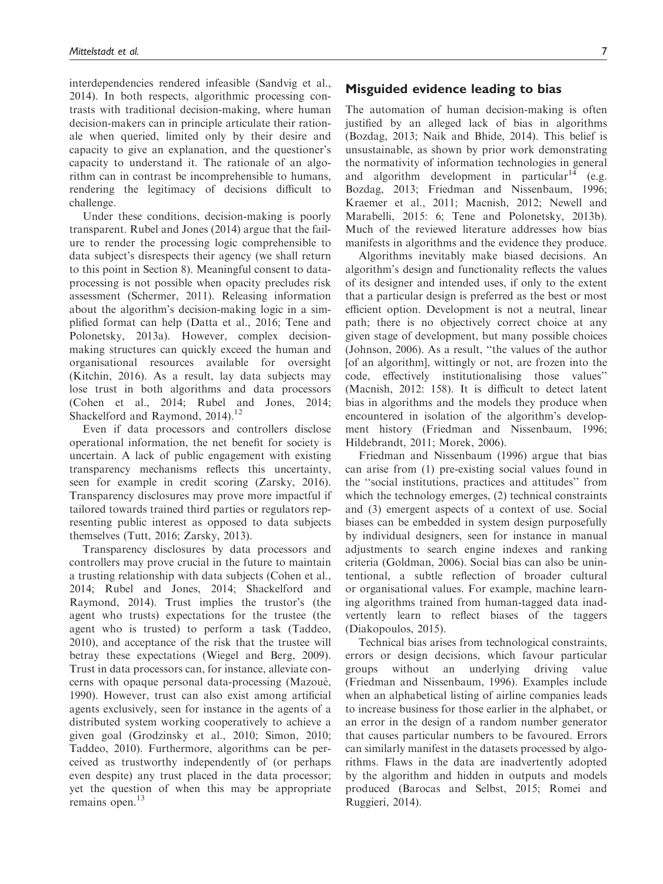interdependencies rendered infeasible (Sandvig et al., 2014). In both respects, algorithmic processing contrasts with traditional decision-making, where human decision-makers can in principle articulate their rationale when queried, limited only by their desire and capacity to give an explanation, and the questioner's capacity to understand it. The rationale of an algorithm can in contrast be incomprehensible to humans, rendering the legitimacy of decisions difficult to challenge.

Under these conditions, decision-making is poorly transparent. Rubel and Jones (2014) argue that the failure to render the processing logic comprehensible to data subject's disrespects their agency (we shall return to this point in Section 8). Meaningful consent to data-processing is not possible when opacity precludes risk assessment (Schermer, 2011). Releasing information about the algorithm's decision-making logic in a simplified format can help (Datta et al., 2016; Tene and Polonetsky, 2013a). However, complex decision-making structures can quickly exceed the human and organisational resources available for oversight (Kitchin, 2016). As a result, lay data subjects may lose trust in both algorithms and data processors (Cohen et al., 2014; Rubel and Jones, 2014; Shackelford and Raymond, 2014).[12]

Even if data processors and controllers disclose operational information, the net benefit for society is uncertain. A lack of public engagement with existing transparency mechanisms reflects this uncertainty, seen for example in credit scoring (Zarsky, 2016). Transparency disclosures may prove more impactful if tailored towards trained third parties or regulators representing public interest as opposed to data subjects themselves (Tutt, 2016; Zarsky, 2013).

Transparency disclosures by data processors and controllers may prove crucial in the future to maintain a trusting relationship with data subjects (Cohen et al., 2014; Rubel and Jones, 2014; Shackelford and Raymond, 2014). Trust implies the trustor's (the agent who trusts) expectations for the trustee (the agent who is trusted) to perform a task (Taddeo, 2010), and acceptance of the risk that the trustee will betray these expectations (Wiegel and Berg, 2009). Trust in data processors can, for instance, alleviate concerns with opaque personal data-processing (Mazoué, 1990). However, trust can also exist among artificial agents exclusively, seen for instance in the agents of a distributed system working cooperatively to achieve a given goal (Grodzinsky et al., 2010; Simon, 2010; Taddeo, 2010). Furthermore, algorithms can be perceived as trustworthy independently of (or perhaps even despite) any trust placed in the data processor; yet the question of when this may be appropriate remains open.[13]

## Misguided evidence leading to bias

The automation of human decision-making is often justified by an alleged lack of bias in algorithms (Bozdag, 2013; Naik and Bhide, 2014). This belief is unsustainable, as shown by prior work demonstrating the normativity of information technologies in general and algorithm development in particular[14] (e.g. Bozdag, 2013; Friedman and Nissenbaum, 1996; Kraemer et al., 2011; Macnish, 2012; Newell and Marabelli, 2015: 6; Tene and Polonetsky, 2013b). Much of the reviewed literature addresses how bias manifests in algorithms and the evidence they produce.

Algorithms inevitably make biased decisions. An algorithm's design and functionality reflects the values of its designer and intended uses, if only to the extent that a particular design is preferred as the best or most efficient option. Development is not a neutral, linear path; there is no objectively correct choice at any given stage of development, but many possible choices (Johnson, 2006). As a result, "the values of the author [of an algorithm], wittingly or not, are frozen into the code, effectively institutionalising those values" (Macnish, 2012: 158). It is difficult to detect latent bias in algorithms and the models they produce when encountered in isolation of the algorithm's development history (Friedman and Nissenbaum, 1996; Hildebrandt, 2011; Morek, 2006).

Friedman and Nissenbaum (1996) argue that bias can arise from (1) pre-existing social values found in the "social institutions, practices and attitudes" from which the technology emerges, (2) technical constraints and (3) emergent aspects of a context of use. Social biases can be embedded in system design purposefully by individual designers, seen for instance in manual adjustments to search engine indexes and ranking criteria (Goldman, 2006). Social bias can also be unintentional, a subtle reflection of broader cultural or organisational values. For example, machine learning algorithms trained from human-tagged data inadvertently learn to reflect biases of the taggers (Diakopoulos, 2015).

Technical bias arises from technological constraints, errors or design decisions, which favour particular groups without an underlying driving value (Friedman and Nissenbaum, 1996). Examples include when an alphabetical listing of airline companies leads to increase business for those earlier in the alphabet, or an error in the design of a random number generator that causes particular numbers to be favoured. Errors can similarly manifest in the datasets processed by algorithms. Flaws in the data are inadvertently adopted by the algorithm and hidden in outputs and models produced (Barocas and Selbst, 2015; Romei and Ruggieri, 2014).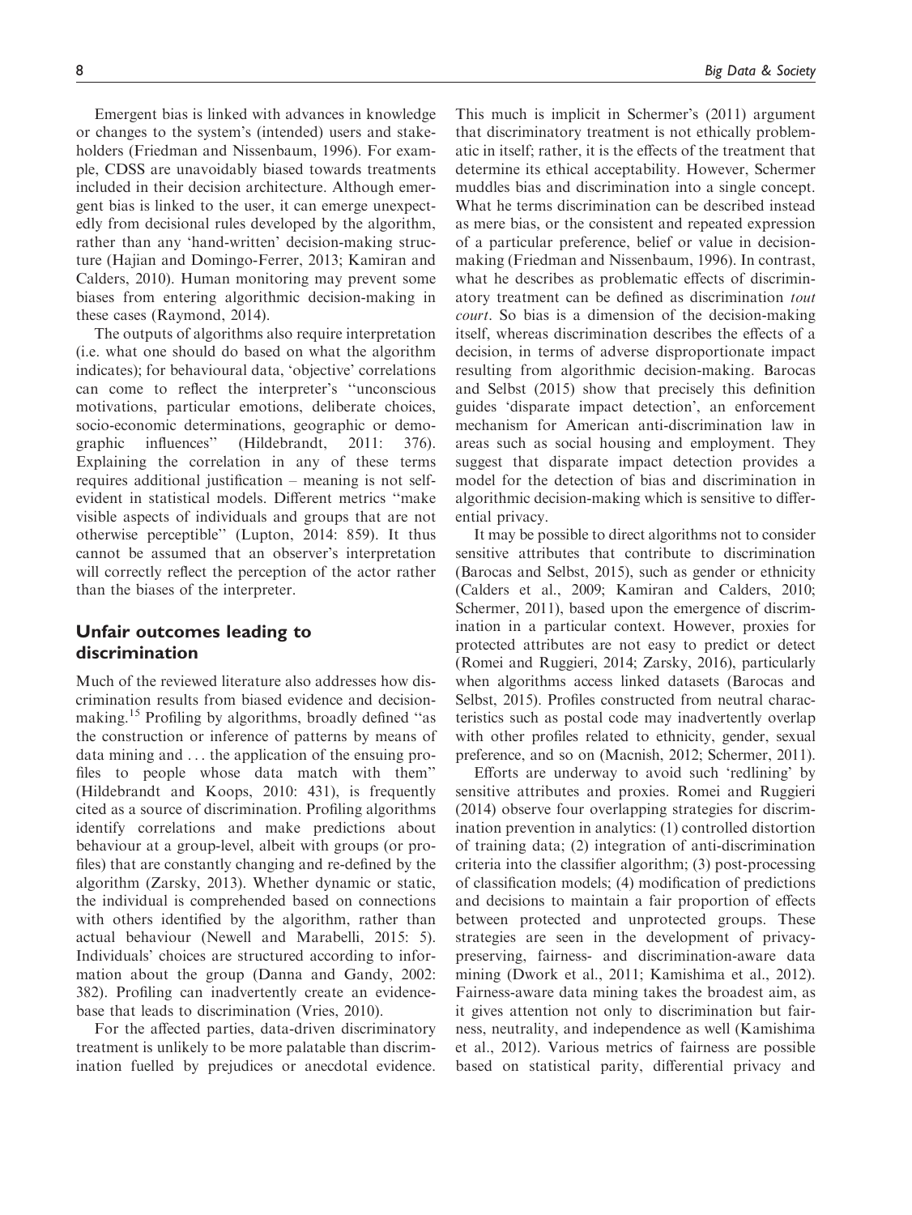Emergent bias is linked with advances in knowledge or changes to the system's (intended) users and stakeholders (Friedman and Nissenbaum, 1996). For example, CDSS are unavoidably biased towards treatments included in their decision architecture. Although emergent bias is linked to the user, it can emerge unexpectedly from decisional rules developed by the algorithm, rather than any 'hand-written' decision-making structure (Hajian and Domingo-Ferrer, 2013; Kamiran and Calders, 2010). Human monitoring may prevent some biases from entering algorithmic decision-making in these cases (Raymond, 2014).

The outputs of algorithms also require interpretation (i.e. what one should do based on what the algorithm indicates); for behavioural data, 'objective' correlations can come to reflect the interpreter's "unconscious motivations, particular emotions, deliberate choices, socio-economic determinations, geographic or demographic influences" (Hildebrandt, 2011: 376). Explaining the correlation in any of these terms requires additional justification – meaning is not self-evident in statistical models. Different metrics "make visible aspects of individuals and groups that are not otherwise perceptible" (Lupton, 2014: 859). It thus cannot be assumed that an observer's interpretation will correctly reflect the perception of the actor rather than the biases of the interpreter.

## Unfair outcomes leading to discrimination

Much of the reviewed literature also addresses how discrimination results from biased evidence and decision-making.[15] Profiling by algorithms, broadly defined "as the construction or inference of patterns by means of data mining and ... the application of the ensuing profiles to people whose data match with them" (Hildebrandt and Koops, 2010: 431), is frequently cited as a source of discrimination. Profiling algorithms identify correlations and make predictions about behaviour at a group-level, albeit with groups (or profiles) that are constantly changing and re-defined by the algorithm (Zarsky, 2013). Whether dynamic or static, the individual is comprehended based on connections with others identified by the algorithm, rather than actual behaviour (Newell and Marabelli, 2015: 5). Individuals' choices are structured according to information about the group (Danna and Gandy, 2002: 382). Profiling can inadvertently create an evidence-base that leads to discrimination (Vries, 2010).

For the affected parties, data-driven discriminatory treatment is unlikely to be more palatable than discrimination fuelled by prejudices or anecdotal evidence. This much is implicit in Schermer's (2011) argument that discriminatory treatment is not ethically problematic in itself; rather, it is the effects of the treatment that determine its ethical acceptability. However, Schermer muddles bias and discrimination into a single concept. What he terms discrimination can be described instead as mere bias, or the consistent and repeated expression of a particular preference, belief or value in decision-making (Friedman and Nissenbaum, 1996). In contrast, what he describes as problematic effects of discriminatory treatment can be defined as discrimination *tout court*. So bias is a dimension of the decision-making itself, whereas discrimination describes the effects of a decision, in terms of adverse disproportionate impact resulting from algorithmic decision-making. Barocas and Selbst (2015) show that precisely this definition guides 'disparate impact detection', an enforcement mechanism for American anti-discrimination law in areas such as social housing and employment. They suggest that disparate impact detection provides a model for the detection of bias and discrimination in algorithmic decision-making which is sensitive to differential privacy.

It may be possible to direct algorithms not to consider sensitive attributes that contribute to discrimination (Barocas and Selbst, 2015), such as gender or ethnicity (Calders et al., 2009; Kamiran and Calders, 2010; Schermer, 2011), based upon the emergence of discrimination in a particular context. However, proxies for protected attributes are not easy to predict or detect (Romei and Ruggieri, 2014; Zarsky, 2016), particularly when algorithms access linked datasets (Barocas and Selbst, 2015). Profiles constructed from neutral characteristics such as postal code may inadvertently overlap with other profiles related to ethnicity, gender, sexual preference, and so on (Macnish, 2012; Schermer, 2011).

Efforts are underway to avoid such 'redlining' by sensitive attributes and proxies. Romei and Ruggieri (2014) observe four overlapping strategies for discrimination prevention in analytics: (1) controlled distortion of training data; (2) integration of anti-discrimination criteria into the classifier algorithm; (3) post-processing of classification models; (4) modification of predictions and decisions to maintain a fair proportion of effects between protected and unprotected groups. These strategies are seen in the development of privacy-preserving, fairness- and discrimination-aware data mining (Dwork et al., 2011; Kamishima et al., 2012). Fairness-aware data mining takes the broadest aim, as it gives attention not only to discrimination but fairness, neutrality, and independence as well (Kamishima et al., 2012). Various metrics of fairness are possible based on statistical parity, differential privacy and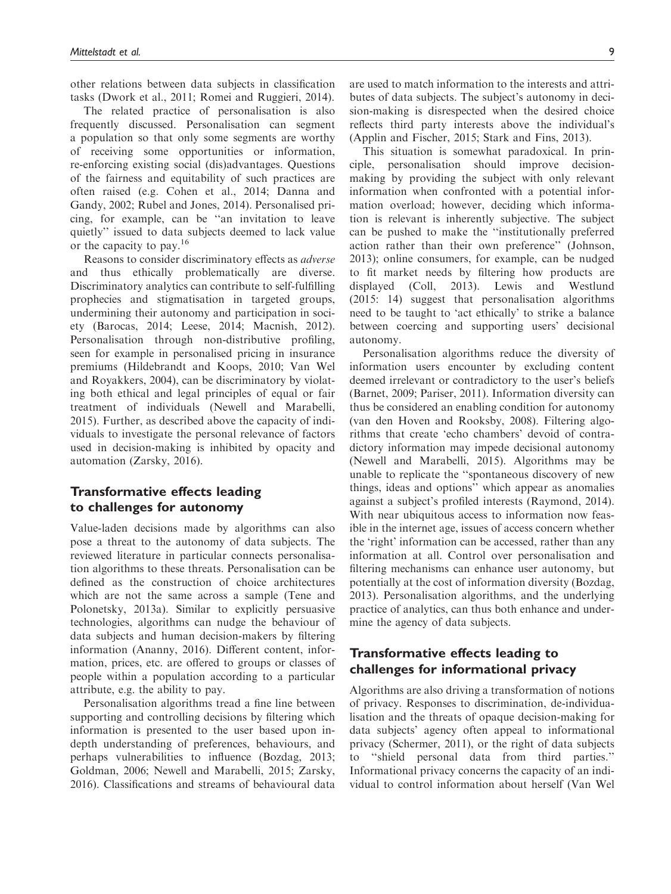other relations between data subjects in classification tasks (Dwork et al., 2011; Romei and Ruggieri, 2014).

The related practice of personalisation is also frequently discussed. Personalisation can segment a population so that only some segments are worthy of receiving some opportunities or information, re-enforcing existing social (dis)advantages. Questions of the fairness and equitability of such practices are often raised (e.g. Cohen et al., 2014; Danna and Gandy, 2002; Rubel and Jones, 2014). Personalised pricing, for example, can be ''an invitation to leave quietly'' issued to data subjects deemed to lack value or the capacity to pay.[16]

Reasons to consider discriminatory effects as *adverse* and thus ethically problematically are diverse. Discriminatory analytics can contribute to self-fulfilling prophecies and stigmatisation in targeted groups, undermining their autonomy and participation in society (Barocas, 2014; Leese, 2014; Macnish, 2012). Personalisation through non-distributive profiling, seen for example in personalised pricing in insurance premiums (Hildebrandt and Koops, 2010; Van Wel and Royakkers, 2004), can be discriminatory by violating both ethical and legal principles of equal or fair treatment of individuals (Newell and Marabelli, 2015). Further, as described above the capacity of individuals to investigate the personal relevance of factors used in decision-making is inhibited by opacity and automation (Zarsky, 2016).

## Transformative effects leading to challenges for autonomy

Value-laden decisions made by algorithms can also pose a threat to the autonomy of data subjects. The reviewed literature in particular connects personalisation algorithms to these threats. Personalisation can be defined as the construction of choice architectures which are not the same across a sample (Tene and Polonetsky, 2013a). Similar to explicitly persuasive technologies, algorithms can nudge the behaviour of data subjects and human decision-makers by filtering information (Ananny, 2016). Different content, information, prices, etc. are offered to groups or classes of people within a population according to a particular attribute, e.g. the ability to pay.

Personalisation algorithms tread a fine line between supporting and controlling decisions by filtering which information is presented to the user based upon in-depth understanding of preferences, behaviours, and perhaps vulnerabilities to influence (Bozdag, 2013; Goldman, 2006; Newell and Marabelli, 2015; Zarsky, 2016). Classifications and streams of behavioural data are used to match information to the interests and attributes of data subjects. The subject's autonomy in decision-making is disrespected when the desired choice reflects third party interests above the individual's (Applin and Fischer, 2015; Stark and Fins, 2013).

This situation is somewhat paradoxical. In principle, personalisation should improve decision-making by providing the subject with only relevant information when confronted with a potential information overload; however, deciding which information is relevant is inherently subjective. The subject can be pushed to make the ''institutionally preferred action rather than their own preference'' (Johnson, 2013); online consumers, for example, can be nudged to fit market needs by filtering how products are displayed (Coll, 2013). Lewis and Westlund (2015: 14) suggest that personalisation algorithms need to be taught to 'act ethically' to strike a balance between coercing and supporting users' decisional autonomy.

Personalisation algorithms reduce the diversity of information users encounter by excluding content deemed irrelevant or contradictory to the user's beliefs (Barnet, 2009; Pariser, 2011). Information diversity can thus be considered an enabling condition for autonomy (van den Hoven and Rooksby, 2008). Filtering algorithms that create 'echo chambers' devoid of contradictory information may impede decisional autonomy (Newell and Marabelli, 2015). Algorithms may be unable to replicate the ''spontaneous discovery of new things, ideas and options'' which appear as anomalies against a subject's profiled interests (Raymond, 2014). With near ubiquitous access to information now feasible in the internet age, issues of access concern whether the 'right' information can be accessed, rather than any information at all. Control over personalisation and filtering mechanisms can enhance user autonomy, but potentially at the cost of information diversity (Bozdag, 2013). Personalisation algorithms, and the underlying practice of analytics, can thus both enhance and undermine the agency of data subjects.

## Transformative effects leading to challenges for informational privacy

Algorithms are also driving a transformation of notions of privacy. Responses to discrimination, de-individualisation and the threats of opaque decision-making for data subjects' agency often appeal to informational privacy (Schermer, 2011), or the right of data subjects to ''shield personal data from third parties.'' Informational privacy concerns the capacity of an individual to control information about herself (Van Wel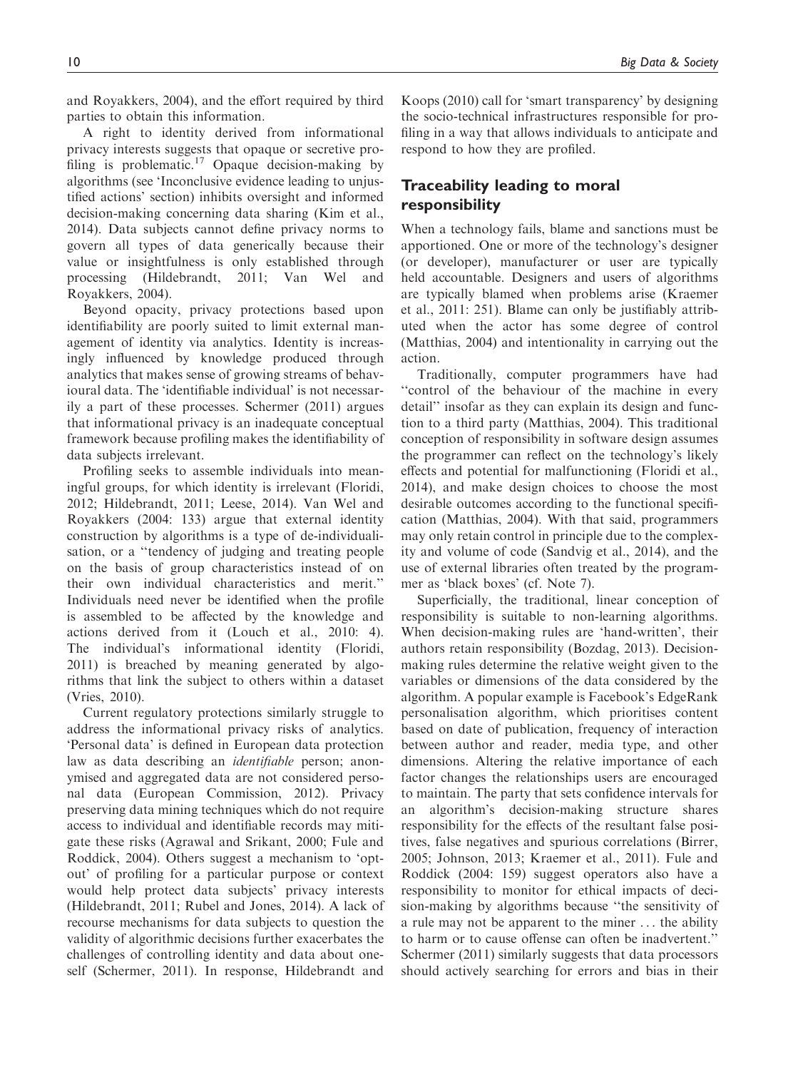and Royakkers, 2004), and the effort required by third parties to obtain this information.

A right to identity derived from informational privacy interests suggests that opaque or secretive profiling is problematic.[17] Opaque decision-making by algorithms (see 'Inconclusive evidence leading to unjustified actions' section) inhibits oversight and informed decision-making concerning data sharing (Kim et al., 2014). Data subjects cannot define privacy norms to govern all types of data generically because their value or insightfulness is only established through processing (Hildebrandt, 2011; Van Wel and Royakkers, 2004).

Beyond opacity, privacy protections based upon identifiability are poorly suited to limit external management of identity via analytics. Identity is increasingly influenced by knowledge produced through analytics that makes sense of growing streams of behavioural data. The 'identifiable individual' is not necessarily a part of these processes. Schermer (2011) argues that informational privacy is an inadequate conceptual framework because profiling makes the identifiability of data subjects irrelevant.

Profiling seeks to assemble individuals into meaningful groups, for which identity is irrelevant (Floridi, 2012; Hildebrandt, 2011; Leese, 2014). Van Wel and Royakkers (2004: 133) argue that external identity construction by algorithms is a type of de-individualisation, or a "tendency of judging and treating people on the basis of group characteristics instead of on their own individual characteristics and merit." Individuals need never be identified when the profile is assembled to be affected by the knowledge and actions derived from it (Louch et al., 2010: 4). The individual's informational identity (Floridi, 2011) is breached by meaning generated by algorithms that link the subject to others within a dataset (Vries, 2010).

Current regulatory protections similarly struggle to address the informational privacy risks of analytics. 'Personal data' is defined in European data protection law as data describing an *identifiable* person; anonymised and aggregated data are not considered personal data (European Commission, 2012). Privacy preserving data mining techniques which do not require access to individual and identifiable records may mitigate these risks (Agrawal and Srikant, 2000; Fule and Roddick, 2004). Others suggest a mechanism to 'opt-out' of profiling for a particular purpose or context would help protect data subjects' privacy interests (Hildebrandt, 2011; Rubel and Jones, 2014). A lack of recourse mechanisms for data subjects to question the validity of algorithmic decisions further exacerbates the challenges of controlling identity and data about oneself (Schermer, 2011). In response, Hildebrandt and Koops (2010) call for 'smart transparency' by designing the socio-technical infrastructures responsible for profiling in a way that allows individuals to anticipate and respond to how they are profiled.

## Traceability leading to moral responsibility

When a technology fails, blame and sanctions must be apportioned. One or more of the technology's designer (or developer), manufacturer or user are typically held accountable. Designers and users of algorithms are typically blamed when problems arise (Kraemer et al., 2011: 251). Blame can only be justifiably attributed when the actor has some degree of control (Matthias, 2004) and intentionality in carrying out the action.

Traditionally, computer programmers have had "control of the behaviour of the machine in every detail" insofar as they can explain its design and function to a third party (Matthias, 2004). This traditional conception of responsibility in software design assumes the programmer can reflect on the technology's likely effects and potential for malfunctioning (Floridi et al., 2014), and make design choices to choose the most desirable outcomes according to the functional specification (Matthias, 2004). With that said, programmers may only retain control in principle due to the complexity and volume of code (Sandvig et al., 2014), and the use of external libraries often treated by the programmer as 'black boxes' (cf. Note 7).

Superficially, the traditional, linear conception of responsibility is suitable to non-learning algorithms. When decision-making rules are 'hand-written', their authors retain responsibility (Bozdag, 2013). Decision-making rules determine the relative weight given to the variables or dimensions of the data considered by the algorithm. A popular example is Facebook's EdgeRank personalisation algorithm, which prioritises content based on date of publication, frequency of interaction between author and reader, media type, and other dimensions. Altering the relative importance of each factor changes the relationships users are encouraged to maintain. The party that sets confidence intervals for an algorithm's decision-making structure shares responsibility for the effects of the resultant false positives, false negatives and spurious correlations (Birrer, 2005; Johnson, 2013; Kraemer et al., 2011). Fule and Roddick (2004: 159) suggest operators also have a responsibility to monitor for ethical impacts of decision-making by algorithms because "the sensitivity of a rule may not be apparent to the miner ... the ability to harm or to cause offense can often be inadvertent." Schermer (2011) similarly suggests that data processors should actively searching for errors and bias in their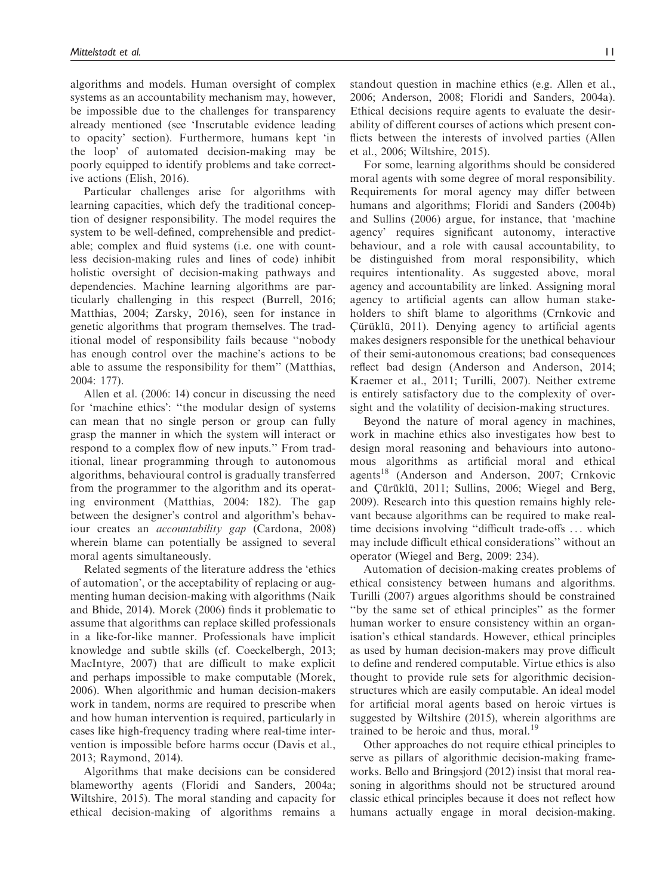algorithms and models. Human oversight of complex systems as an accountability mechanism may, however, be impossible due to the challenges for transparency already mentioned (see 'Inscrutable evidence leading to opacity' section). Furthermore, humans kept 'in the loop' of automated decision-making may be poorly equipped to identify problems and take corrective actions (Elish, 2016).

Particular challenges arise for algorithms with learning capacities, which defy the traditional conception of designer responsibility. The model requires the system to be well-defined, comprehensible and predictable; complex and fluid systems (i.e. one with countless decision-making rules and lines of code) inhibit holistic oversight of decision-making pathways and dependencies. Machine learning algorithms are particularly challenging in this respect (Burrell, 2016; Matthias, 2004; Zarsky, 2016), seen for instance in genetic algorithms that program themselves. The traditional model of responsibility fails because ''nobody has enough control over the machine's actions to be able to assume the responsibility for them'' (Matthias, 2004: 177).

Allen et al. (2006: 14) concur in discussing the need for 'machine ethics': ''the modular design of systems can mean that no single person or group can fully grasp the manner in which the system will interact or respond to a complex flow of new inputs.'' From traditional, linear programming through to autonomous algorithms, behavioural control is gradually transferred from the programmer to the algorithm and its operating environment (Matthias, 2004: 182). The gap between the designer's control and algorithm's behaviour creates an *accountability gap* (Cardona, 2008) wherein blame can potentially be assigned to several moral agents simultaneously.

Related segments of the literature address the 'ethics of automation', or the acceptability of replacing or augmenting human decision-making with algorithms (Naik and Bhide, 2014). Morek (2006) finds it problematic to assume that algorithms can replace skilled professionals in a like-for-like manner. Professionals have implicit knowledge and subtle skills (cf. Coeckelbergh, 2013; MacIntyre, 2007) that are difficult to make explicit and perhaps impossible to make computable (Morek, 2006). When algorithmic and human decision-makers work in tandem, norms are required to prescribe when and how human intervention is required, particularly in cases like high-frequency trading where real-time intervention is impossible before harms occur (Davis et al., 2013; Raymond, 2014).

Algorithms that make decisions can be considered blameworthy agents (Floridi and Sanders, 2004a; Wiltshire, 2015). The moral standing and capacity for ethical decision-making of algorithms remains a standout question in machine ethics (e.g. Allen et al., 2006; Anderson, 2008; Floridi and Sanders, 2004a). Ethical decisions require agents to evaluate the desirability of different courses of actions which present conflicts between the interests of involved parties (Allen et al., 2006; Wiltshire, 2015).

For some, learning algorithms should be considered moral agents with some degree of moral responsibility. Requirements for moral agency may differ between humans and algorithms; Floridi and Sanders (2004b) and Sullins (2006) argue, for instance, that 'machine agency' requires significant autonomy, interactive behaviour, and a role with causal accountability, to be distinguished from moral responsibility, which requires intentionality. As suggested above, moral agency and accountability are linked. Assigning moral agency to artificial agents can allow human stakeholders to shift blame to algorithms (Crnkovic and Çürüklü, 2011). Denying agency to artificial agents makes designers responsible for the unethical behaviour of their semi-autonomous creations; bad consequences reflect bad design (Anderson and Anderson, 2014; Kraemer et al., 2011; Turilli, 2007). Neither extreme is entirely satisfactory due to the complexity of oversight and the volatility of decision-making structures.

Beyond the nature of moral agency in machines, work in machine ethics also investigates how best to design moral reasoning and behaviours into autonomous algorithms as artificial moral and ethical agents[18] (Anderson and Anderson, 2007; Crnkovic and Çürüklü, 2011; Sullins, 2006; Wiegel and Berg, 2009). Research into this question remains highly relevant because algorithms can be required to make real-time decisions involving ''difficult trade-offs ... which may include difficult ethical considerations'' without an operator (Wiegel and Berg, 2009: 234).

Automation of decision-making creates problems of ethical consistency between humans and algorithms. Turilli (2007) argues algorithms should be constrained ''by the same set of ethical principles'' as the former human worker to ensure consistency within an organisation's ethical standards. However, ethical principles as used by human decision-makers may prove difficult to define and rendered computable. Virtue ethics is also thought to provide rule sets for algorithmic decision-structures which are easily computable. An ideal model for artificial moral agents based on heroic virtues is suggested by Wiltshire (2015), wherein algorithms are trained to be heroic and thus, moral.[19]

Other approaches do not require ethical principles to serve as pillars of algorithmic decision-making frameworks. Bello and Bringsjord (2012) insist that moral reasoning in algorithms should not be structured around classic ethical principles because it does not reflect how humans actually engage in moral decision-making.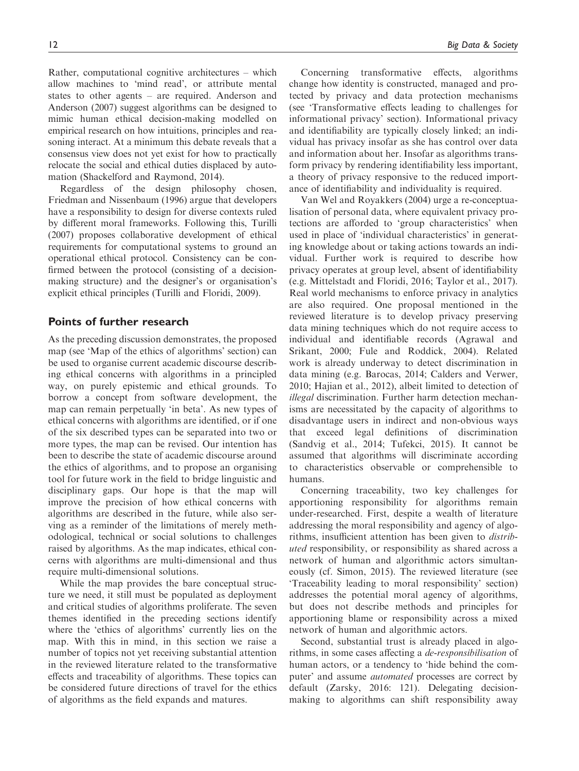Rather, computational cognitive architectures – which allow machines to 'mind read', or attribute mental states to other agents – are required. Anderson and Anderson (2007) suggest algorithms can be designed to mimic human ethical decision-making modelled on empirical research on how intuitions, principles and reasoning interact. At a minimum this debate reveals that a consensus view does not yet exist for how to practically relocate the social and ethical duties displaced by automation (Shackelford and Raymond, 2014).

Regardless of the design philosophy chosen, Friedman and Nissenbaum (1996) argue that developers have a responsibility to design for diverse contexts ruled by different moral frameworks. Following this, Turilli (2007) proposes collaborative development of ethical requirements for computational systems to ground an operational ethical protocol. Consistency can be confirmed between the protocol (consisting of a decision-making structure) and the designer's or organisation's explicit ethical principles (Turilli and Floridi, 2009).

## Points of further research

As the preceding discussion demonstrates, the proposed map (see 'Map of the ethics of algorithms' section) can be used to organise current academic discourse describing ethical concerns with algorithms in a principled way, on purely epistemic and ethical grounds. To borrow a concept from software development, the map can remain perpetually 'in beta'. As new types of ethical concerns with algorithms are identified, or if one of the six described types can be separated into two or more types, the map can be revised. Our intention has been to describe the state of academic discourse around the ethics of algorithms, and to propose an organising tool for future work in the field to bridge linguistic and disciplinary gaps. Our hope is that the map will improve the precision of how ethical concerns with algorithms are described in the future, while also serving as a reminder of the limitations of merely methodological, technical or social solutions to challenges raised by algorithms. As the map indicates, ethical concerns with algorithms are multi-dimensional and thus require multi-dimensional solutions.

While the map provides the bare conceptual structure we need, it still must be populated as deployment and critical studies of algorithms proliferate. The seven themes identified in the preceding sections identify where the 'ethics of algorithms' currently lies on the map. With this in mind, in this section we raise a number of topics not yet receiving substantial attention in the reviewed literature related to the transformative effects and traceability of algorithms. These topics can be considered future directions of travel for the ethics of algorithms as the field expands and matures.

Concerning transformative effects, algorithms change how identity is constructed, managed and protected by privacy and data protection mechanisms (see 'Transformative effects leading to challenges for informational privacy' section). Informational privacy and identifiability are typically closely linked; an individual has privacy insofar as she has control over data and information about her. Insofar as algorithms transform privacy by rendering identifiability less important, a theory of privacy responsive to the reduced importance of identifiability and individuality is required.

Van Wel and Royakkers (2004) urge a re-conceptualisation of personal data, where equivalent privacy protections are afforded to 'group characteristics' when used in place of 'individual characteristics' in generating knowledge about or taking actions towards an individual. Further work is required to describe how privacy operates at group level, absent of identifiability (e.g. Mittelstadt and Floridi, 2016; Taylor et al., 2017). Real world mechanisms to enforce privacy in analytics are also required. One proposal mentioned in the reviewed literature is to develop privacy preserving data mining techniques which do not require access to individual and identifiable records (Agrawal and Srikant, 2000; Fule and Roddick, 2004). Related work is already underway to detect discrimination in data mining (e.g. Barocas, 2014; Calders and Verwer, 2010; Hajian et al., 2012), albeit limited to detection of *illegal* discrimination. Further harm detection mechanisms are necessitated by the capacity of algorithms to disadvantage users in indirect and non-obvious ways that exceed legal definitions of discrimination (Sandvig et al., 2014; Tufekci, 2015). It cannot be assumed that algorithms will discriminate according to characteristics observable or comprehensible to humans.

Concerning traceability, two key challenges for apportioning responsibility for algorithms remain under-researched. First, despite a wealth of literature addressing the moral responsibility and agency of algorithms, insufficient attention has been given to *distributed* responsibility, or responsibility as shared across a network of human and algorithmic actors simultaneously (cf. Simon, 2015). The reviewed literature (see 'Traceability leading to moral responsibility' section) addresses the potential moral agency of algorithms, but does not describe methods and principles for apportioning blame or responsibility across a mixed network of human and algorithmic actors.

Second, substantial trust is already placed in algorithms, in some cases affecting a *de-responsibilisation* of human actors, or a tendency to 'hide behind the computer' and assume *automated* processes are correct by default (Zarsky, 2016: 121). Delegating decision-making to algorithms can shift responsibility away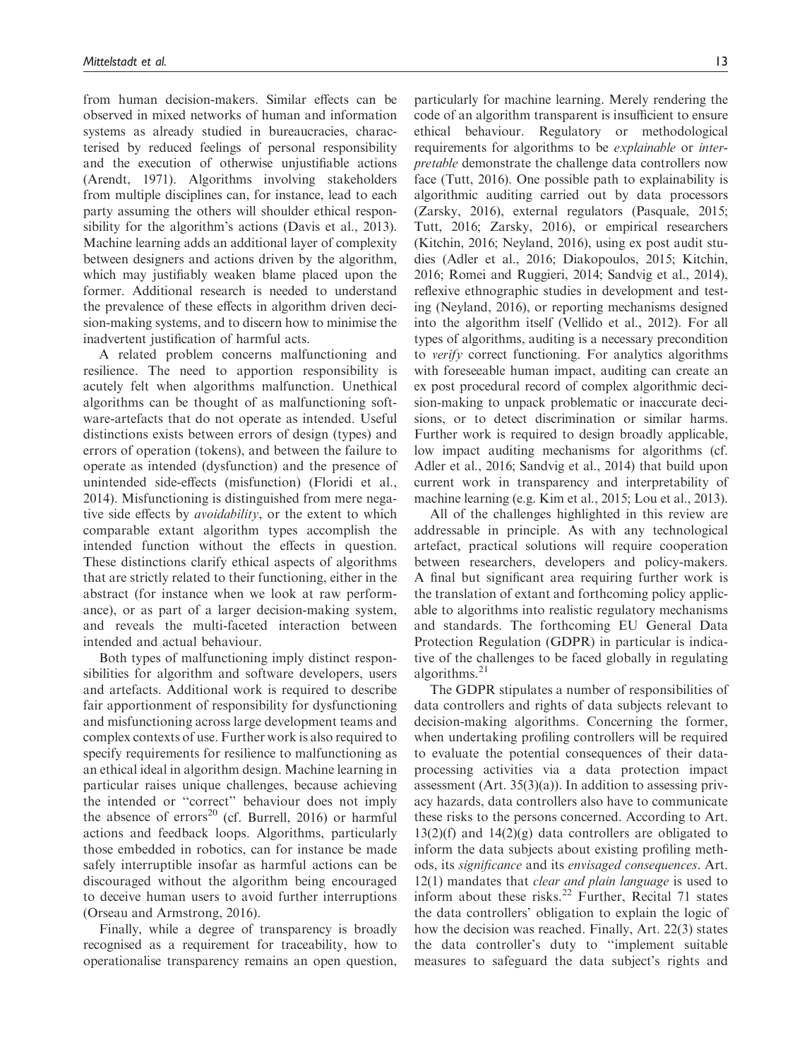from human decision-makers. Similar effects can be observed in mixed networks of human and information systems as already studied in bureaucracies, characterised by reduced feelings of personal responsibility and the execution of otherwise unjustifiable actions (Arendt, 1971). Algorithms involving stakeholders from multiple disciplines can, for instance, lead to each party assuming the others will shoulder ethical responsibility for the algorithm's actions (Davis et al., 2013). Machine learning adds an additional layer of complexity between designers and actions driven by the algorithm, which may justifiably weaken blame placed upon the former. Additional research is needed to understand the prevalence of these effects in algorithm driven decision-making systems, and to discern how to minimise the inadvertent justification of harmful acts.

A related problem concerns malfunctioning and resilience. The need to apportion responsibility is acutely felt when algorithms malfunction. Unethical algorithms can be thought of as malfunctioning software-artefacts that do not operate as intended. Useful distinctions exists between errors of design (types) and errors of operation (tokens), and between the failure to operate as intended (dysfunction) and the presence of unintended side-effects (misfunction) (Floridi et al., 2014). Misfunctioning is distinguished from mere negative side effects by *avoidability*, or the extent to which comparable extant algorithm types accomplish the intended function without the effects in question. These distinctions clarify ethical aspects of algorithms that are strictly related to their functioning, either in the abstract (for instance when we look at raw performance), or as part of a larger decision-making system, and reveals the multi-faceted interaction between intended and actual behaviour.

Both types of malfunctioning imply distinct responsibilities for algorithm and software developers, users and artefacts. Additional work is required to describe fair apportionment of responsibility for dysfunctioning and misfunctioning across large development teams and complex contexts of use. Further work is also required to specify requirements for resilience to malfunctioning as an ethical ideal in algorithm design. Machine learning in particular raises unique challenges, because achieving the intended or "correct" behaviour does not imply the absence of errors[20] (cf. Burrell, 2016) or harmful actions and feedback loops. Algorithms, particularly those embedded in robotics, can for instance be made safely interruptible insofar as harmful actions can be discouraged without the algorithm being encouraged to deceive human users to avoid further interruptions (Orseau and Armstrong, 2016).

Finally, while a degree of transparency is broadly recognised as a requirement for traceability, how to operationalise transparency remains an open question, particularly for machine learning. Merely rendering the code of an algorithm transparent is insufficient to ensure ethical behaviour. Regulatory or methodological requirements for algorithms to be *explainable* or *interpretable* demonstrate the challenge data controllers now face (Tutt, 2016). One possible path to explainability is algorithmic auditing carried out by data processors (Zarsky, 2016), external regulators (Pasquale, 2015; Tutt, 2016; Zarsky, 2016), or empirical researchers (Kitchin, 2016; Neyland, 2016), using ex post audit studies (Adler et al., 2016; Diakopoulos, 2015; Kitchin, 2016; Romei and Ruggieri, 2014; Sandvig et al., 2014), reflexive ethnographic studies in development and testing (Neyland, 2016), or reporting mechanisms designed into the algorithm itself (Vellido et al., 2012). For all types of algorithms, auditing is a necessary precondition to *verify* correct functioning. For analytics algorithms with foreseeable human impact, auditing can create an ex post procedural record of complex algorithmic decision-making to unpack problematic or inaccurate decisions, or to detect discrimination or similar harms. Further work is required to design broadly applicable, low impact auditing mechanisms for algorithms (cf. Adler et al., 2016; Sandvig et al., 2014) that build upon current work in transparency and interpretability of machine learning (e.g. Kim et al., 2015; Lou et al., 2013).

All of the challenges highlighted in this review are addressable in principle. As with any technological artefact, practical solutions will require cooperation between researchers, developers and policy-makers. A final but significant area requiring further work is the translation of extant and forthcoming policy applicable to algorithms into realistic regulatory mechanisms and standards. The forthcoming EU General Data Protection Regulation (GDPR) in particular is indicative of the challenges to be faced globally in regulating algorithms.[21]

The GDPR stipulates a number of responsibilities of data controllers and rights of data subjects relevant to decision-making algorithms. Concerning the former, when undertaking profiling controllers will be required to evaluate the potential consequences of their data-processing activities via a data protection impact assessment (Art. 35(3)(a)). In addition to assessing privacy hazards, data controllers also have to communicate these risks to the persons concerned. According to Art. 13(2)(f) and 14(2)(g) data controllers are obligated to inform the data subjects about existing profiling methods, its *significance* and its *envisaged consequences*. Art. 12(1) mandates that *clear and plain language* is used to inform about these risks.[22] Further, Recital 71 states the data controllers' obligation to explain the logic of how the decision was reached. Finally, Art. 22(3) states the data controller's duty to "implement suitable measures to safeguard the data subject's rights and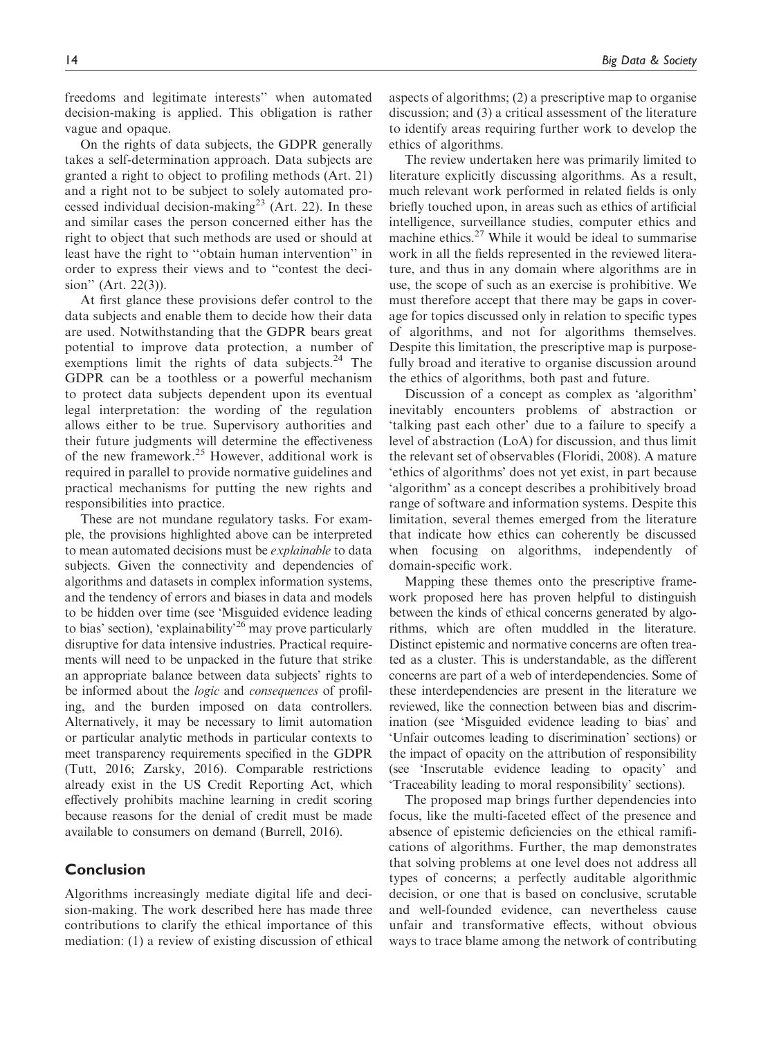freedoms and legitimate interests'' when automated decision-making is applied. This obligation is rather vague and opaque.

On the rights of data subjects, the GDPR generally takes a self-determination approach. Data subjects are granted a right to object to profiling methods (Art. 21) and a right not to be subject to solely automated processed individual decision-making[23] (Art. 22). In these and similar cases the person concerned either has the right to object that such methods are used or should at least have the right to ''obtain human intervention'' in order to express their views and to ''contest the decision'' (Art. 22(3)).

At first glance these provisions defer control to the data subjects and enable them to decide how their data are used. Notwithstanding that the GDPR bears great potential to improve data protection, a number of exemptions limit the rights of data subjects.[24] The GDPR can be a toothless or a powerful mechanism to protect data subjects dependent upon its eventual legal interpretation: the wording of the regulation allows either to be true. Supervisory authorities and their future judgments will determine the effectiveness of the new framework.[25] However, additional work is required in parallel to provide normative guidelines and practical mechanisms for putting the new rights and responsibilities into practice.

These are not mundane regulatory tasks. For example, the provisions highlighted above can be interpreted to mean automated decisions must be *explainable* to data subjects. Given the connectivity and dependencies of algorithms and datasets in complex information systems, and the tendency of errors and biases in data and models to be hidden over time (see 'Misguided evidence leading to bias' section), 'explainability'[26] may prove particularly disruptive for data intensive industries. Practical requirements will need to be unpacked in the future that strike an appropriate balance between data subjects' rights to be informed about the *logic* and *consequences* of profiling, and the burden imposed on data controllers. Alternatively, it may be necessary to limit automation or particular analytic methods in particular contexts to meet transparency requirements specified in the GDPR (Tutt, 2016; Zarsky, 2016). Comparable restrictions already exist in the US Credit Reporting Act, which effectively prohibits machine learning in credit scoring because reasons for the denial of credit must be made available to consumers on demand (Burrell, 2016).

## Conclusion

Algorithms increasingly mediate digital life and decision-making. The work described here has made three contributions to clarify the ethical importance of this mediation: (1) a review of existing discussion of ethical aspects of algorithms; (2) a prescriptive map to organise discussion; and (3) a critical assessment of the literature to identify areas requiring further work to develop the ethics of algorithms.

The review undertaken here was primarily limited to literature explicitly discussing algorithms. As a result, much relevant work performed in related fields is only briefly touched upon, in areas such as ethics of artificial intelligence, surveillance studies, computer ethics and machine ethics.[27] While it would be ideal to summarise work in all the fields represented in the reviewed literature, and thus in any domain where algorithms are in use, the scope of such as an exercise is prohibitive. We must therefore accept that there may be gaps in coverage for topics discussed only in relation to specific types of algorithms, and not for algorithms themselves. Despite this limitation, the prescriptive map is purposefully broad and iterative to organise discussion around the ethics of algorithms, both past and future.

Discussion of a concept as complex as 'algorithm' inevitably encounters problems of abstraction or 'talking past each other' due to a failure to specify a level of abstraction (LoA) for discussion, and thus limit the relevant set of observables (Floridi, 2008). A mature 'ethics of algorithms' does not yet exist, in part because 'algorithm' as a concept describes a prohibitively broad range of software and information systems. Despite this limitation, several themes emerged from the literature that indicate how ethics can coherently be discussed when focusing on algorithms, independently of domain-specific work.

Mapping these themes onto the prescriptive framework proposed here has proven helpful to distinguish between the kinds of ethical concerns generated by algorithms, which are often muddled in the literature. Distinct epistemic and normative concerns are often treated as a cluster. This is understandable, as the different concerns are part of a web of interdependencies. Some of these interdependencies are present in the literature we reviewed, like the connection between bias and discrimination (see 'Misguided evidence leading to bias' and 'Unfair outcomes leading to discrimination' sections) or the impact of opacity on the attribution of responsibility (see 'Inscrutable evidence leading to opacity' and 'Traceability leading to moral responsibility' sections).

The proposed map brings further dependencies into focus, like the multi-faceted effect of the presence and absence of epistemic deficiencies on the ethical ramifications of algorithms. Further, the map demonstrates that solving problems at one level does not address all types of concerns; a perfectly auditable algorithmic decision, or one that is based on conclusive, scrutable and well-founded evidence, can nevertheless cause unfair and transformative effects, without obvious ways to trace blame among the network of contributing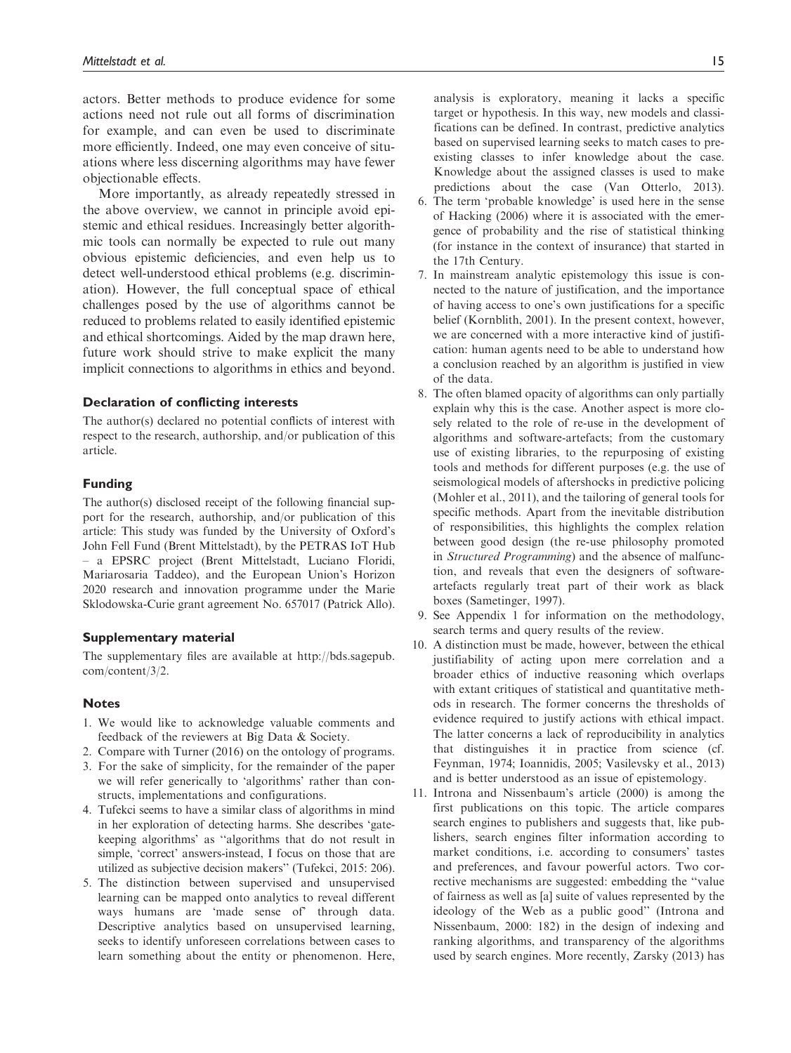actors. Better methods to produce evidence for some actions need not rule out all forms of discrimination for example, and can even be used to discriminate more efficiently. Indeed, one may even conceive of situations where less discerning algorithms may have fewer objectionable effects.

More importantly, as already repeatedly stressed in the above overview, we cannot in principle avoid epistemic and ethical residues. Increasingly better algorithmic tools can normally be expected to rule out many obvious epistemic deficiencies, and even help us to detect well-understood ethical problems (e.g. discrimination). However, the full conceptual space of ethical challenges posed by the use of algorithms cannot be reduced to problems related to easily identified epistemic and ethical shortcomings. Aided by the map drawn here, future work should strive to make explicit the many implicit connections to algorithms in ethics and beyond.

### Declaration of conflicting interests

The author(s) declared no potential conflicts of interest with respect to the research, authorship, and/or publication of this article.

### Funding

The author(s) disclosed receipt of the following financial support for the research, authorship, and/or publication of this article: This study was funded by the University of Oxford's John Fell Fund (Brent Mittelstadt), by the PETRAS IoT Hub – a EPSRC project (Brent Mittelstadt, Luciano Floridi, Mariarosaria Taddeo), and the European Union's Horizon 2020 research and innovation programme under the Marie Sklodowska-Curie grant agreement No. 657017 (Patrick Allo).

### Supplementary material

The supplementary files are available at http://bds.sagepub.com/content/3/2.

### Notes

1. We would like to acknowledge valuable comments and feedback of the reviewers at Big Data & Society.
2. Compare with Turner (2016) on the ontology of programs.
3. For the sake of simplicity, for the remainder of the paper we will refer generically to 'algorithms' rather than constructs, implementations and configurations.
4. Tufekci seems to have a similar class of algorithms in mind in her exploration of detecting harms. She describes 'gatekeeping algorithms' as "algorithms that do not result in simple, 'correct' answers-instead, I focus on those that are utilized as subjective decision makers" (Tufekci, 2015: 206).
5. The distinction between supervised and unsupervised learning can be mapped onto analytics to reveal different ways humans are 'made sense of' through data. Descriptive analytics based on unsupervised learning, seeks to identify unforeseen correlations between cases to learn something about the entity or phenomenon. Here, analysis is exploratory, meaning it lacks a specific target or hypothesis. In this way, new models and classifications can be defined. In contrast, predictive analytics based on supervised learning seeks to match cases to pre-existing classes to infer knowledge about the case. Knowledge about the assigned classes is used to make predictions about the case (Van Otterlo, 2013).
6. The term 'probable knowledge' is used here in the sense of Hacking (2006) where it is associated with the emergence of probability and the rise of statistical thinking (for instance in the context of insurance) that started in the 17th Century.
7. In mainstream analytic epistemology this issue is connected to the nature of justification, and the importance of having access to one's own justifications for a specific belief (Kornblith, 2001). In the present context, however, we are concerned with a more interactive kind of justification: human agents need to be able to understand how a conclusion reached by an algorithm is justified in view of the data.
8. The often blamed opacity of algorithms can only partially explain why this is the case. Another aspect is more closely related to the role of re-use in the development of algorithms and software-artefacts; from the customary use of existing libraries, to the repurposing of existing tools and methods for different purposes (e.g. the use of seismological models of aftershocks in predictive policing (Mohler et al., 2011), and the tailoring of general tools for specific methods. Apart from the inevitable distribution of responsibilities, this highlights the complex relation between good design (the re-use philosophy promoted in *Structured Programming*) and the absence of malfunction, and reveals that even the designers of software-artefacts regularly treat part of their work as black boxes (Sametinger, 1997).
9. See Appendix 1 for information on the methodology, search terms and query results of the review.
10. A distinction must be made, however, between the ethical justifiability of acting upon mere correlation and a broader ethics of inductive reasoning which overlaps with extant critiques of statistical and quantitative methods in research. The former concerns the thresholds of evidence required to justify actions with ethical impact. The latter concerns a lack of reproducibility in analytics that distinguishes it in practice from science (cf. Feynman, 1974; Ioannidis, 2005; Vasilevsky et al., 2013) and is better understood as an issue of epistemology.
11. Introna and Nissenbaum's article (2000) is among the first publications on this topic. The article compares search engines to publishers and suggests that, like publishers, search engines filter information according to market conditions, i.e. according to consumers' tastes and preferences, and favour powerful actors. Two corrective mechanisms are suggested: embedding the "value of fairness as well as [a] suite of values represented by the ideology of the Web as a public good" (Introna and Nissenbaum, 2000: 182) in the design of indexing and ranking algorithms, and transparency of the algorithms used by search engines. More recently, Zarsky (2013) has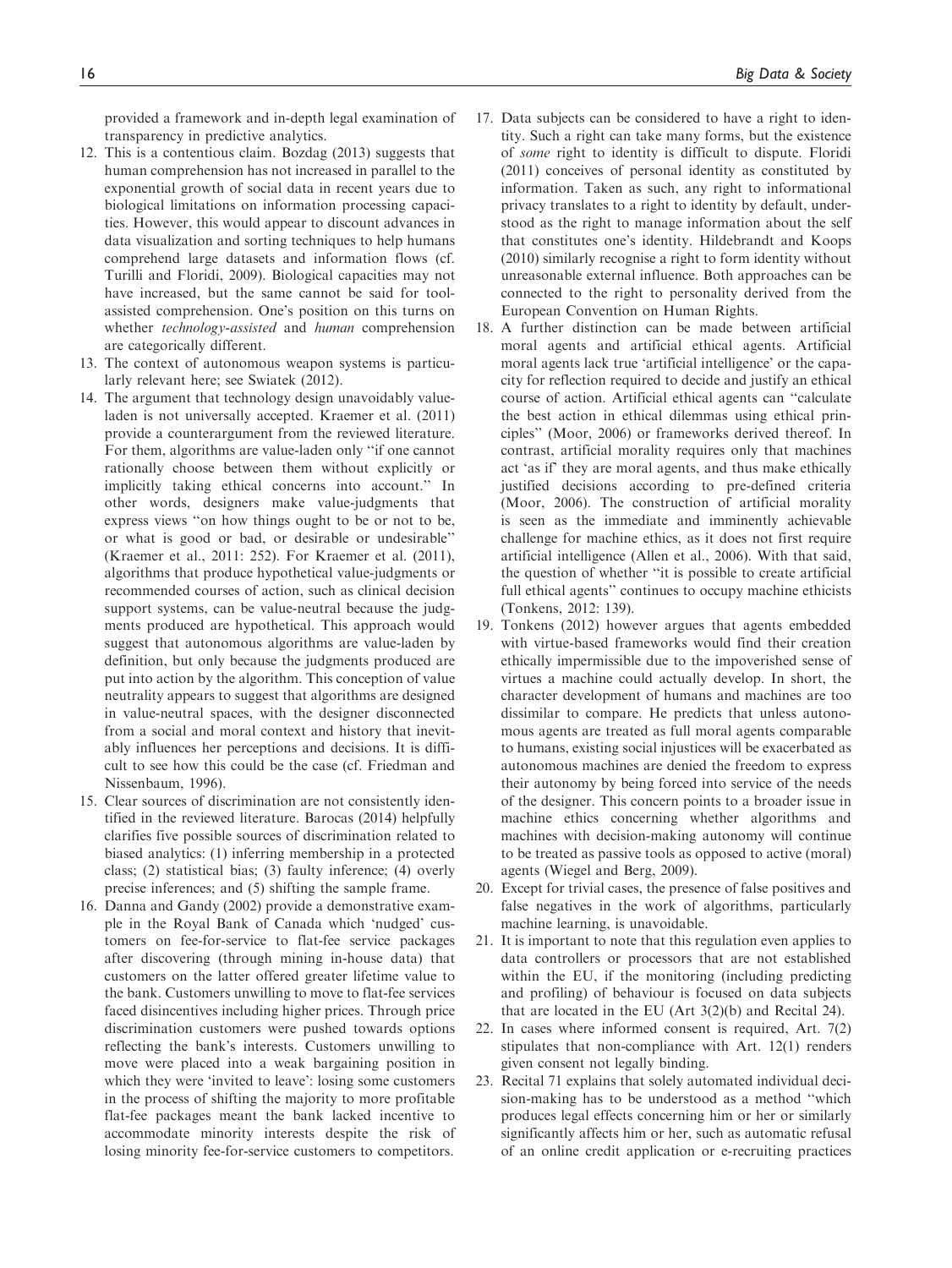provided a framework and in-depth legal examination of transparency in predictive analytics.

12. This is a contentious claim. Bozdag (2013) suggests that human comprehension has not increased in parallel to the exponential growth of social data in recent years due to biological limitations on information processing capacities. However, this would appear to discount advances in data visualization and sorting techniques to help humans comprehend large datasets and information flows (cf. Turilli and Floridi, 2009). Biological capacities may not have increased, but the same cannot be said for tool-assisted comprehension. One's position on this turns on whether *technology-assisted* and *human* comprehension are categorically different.
13. The context of autonomous weapon systems is particularly relevant here; see Swiatek (2012).
14. The argument that technology design unavoidably value-laden is not universally accepted. Kraemer et al. (2011) provide a counterargument from the reviewed literature. For them, algorithms are value-laden only "if one cannot rationally choose between them without explicitly or implicitly taking ethical concerns into account." In other words, designers make value-judgments that express views "on how things ought to be or not to be, or what is good or bad, or desirable or undesirable" (Kraemer et al., 2011: 252). For Kraemer et al. (2011), algorithms that produce hypothetical value-judgments or recommended courses of action, such as clinical decision support systems, can be value-neutral because the judgments produced are hypothetical. This approach would suggest that autonomous algorithms are value-laden by definition, but only because the judgments produced are put into action by the algorithm. This conception of value neutrality appears to suggest that algorithms are designed in value-neutral spaces, with the designer disconnected from a social and moral context and history that inevitably influences her perceptions and decisions. It is difficult to see how this could be the case (cf. Friedman and Nissenbaum, 1996).
15. Clear sources of discrimination are not consistently identified in the reviewed literature. Barocas (2014) helpfully clarifies five possible sources of discrimination related to biased analytics: (1) inferring membership in a protected class; (2) statistical bias; (3) faulty inference; (4) overly precise inferences; and (5) shifting the sample frame.
16. Danna and Gandy (2002) provide a demonstrative example in the Royal Bank of Canada which 'nudged' customers on fee-for-service to flat-fee service packages after discovering (through mining in-house data) that customers on the latter offered greater lifetime value to the bank. Customers unwilling to move to flat-fee services faced disincentives including higher prices. Through price discrimination customers were pushed towards options reflecting the bank's interests. Customers unwilling to move were placed into a weak bargaining position in which they were 'invited to leave': losing some customers in the process of shifting the majority to more profitable flat-fee packages meant the bank lacked incentive to accommodate minority interests despite the risk of losing minority fee-for-service customers to competitors.
17. Data subjects can be considered to have a right to identity. Such a right can take many forms, but the existence of *some* right to identity is difficult to dispute. Floridi (2011) conceives of personal identity as constituted by information. Taken as such, any right to informational privacy translates to a right to identity by default, understood as the right to manage information about the self that constitutes one's identity. Hildebrandt and Koops (2010) similarly recognise a right to form identity without unreasonable external influence. Both approaches can be connected to the right to personality derived from the European Convention on Human Rights.
18. A further distinction can be made between artificial moral agents and artificial ethical agents. Artificial moral agents lack true 'artificial intelligence' or the capacity for reflection required to decide and justify an ethical course of action. Artificial ethical agents can "calculate the best action in ethical dilemmas using ethical principles" (Moor, 2006) or frameworks derived thereof. In contrast, artificial morality requires only that machines act 'as if' they are moral agents, and thus make ethically justified decisions according to pre-defined criteria (Moor, 2006). The construction of artificial morality is seen as the immediate and imminently achievable challenge for machine ethics, as it does not first require artificial intelligence (Allen et al., 2006). With that said, the question of whether "it is possible to create artificial full ethical agents" continues to occupy machine ethicists (Tonkens, 2012: 139).
19. Tonkens (2012) however argues that agents embedded with virtue-based frameworks would find their creation ethically impermissible due to the impoverished sense of virtues a machine could actually develop. In short, the character development of humans and machines are too dissimilar to compare. He predicts that unless autonomous agents are treated as full moral agents comparable to humans, existing social injustices will be exacerbated as autonomous machines are denied the freedom to express their autonomy by being forced into service of the needs of the designer. This concern points to a broader issue in machine ethics concerning whether algorithms and machines with decision-making autonomy will continue to be treated as passive tools as opposed to active (moral) agents (Wiegel and Berg, 2009).
20. Except for trivial cases, the presence of false positives and false negatives in the work of algorithms, particularly machine learning, is unavoidable.
21. It is important to note that this regulation even applies to data controllers or processors that are not established within the EU, if the monitoring (including predicting and profiling) of behaviour is focused on data subjects that are located in the EU (Art 3(2)(b) and Recital 24).
22. In cases where informed consent is required, Art. 7(2) stipulates that non-compliance with Art. 12(1) renders given consent not legally binding.
23. Recital 71 explains that solely automated individual decision-making has to be understood as a method "which produces legal effects concerning him or her or similarly significantly affects him or her, such as automatic refusal of an online credit application or e-recruiting practices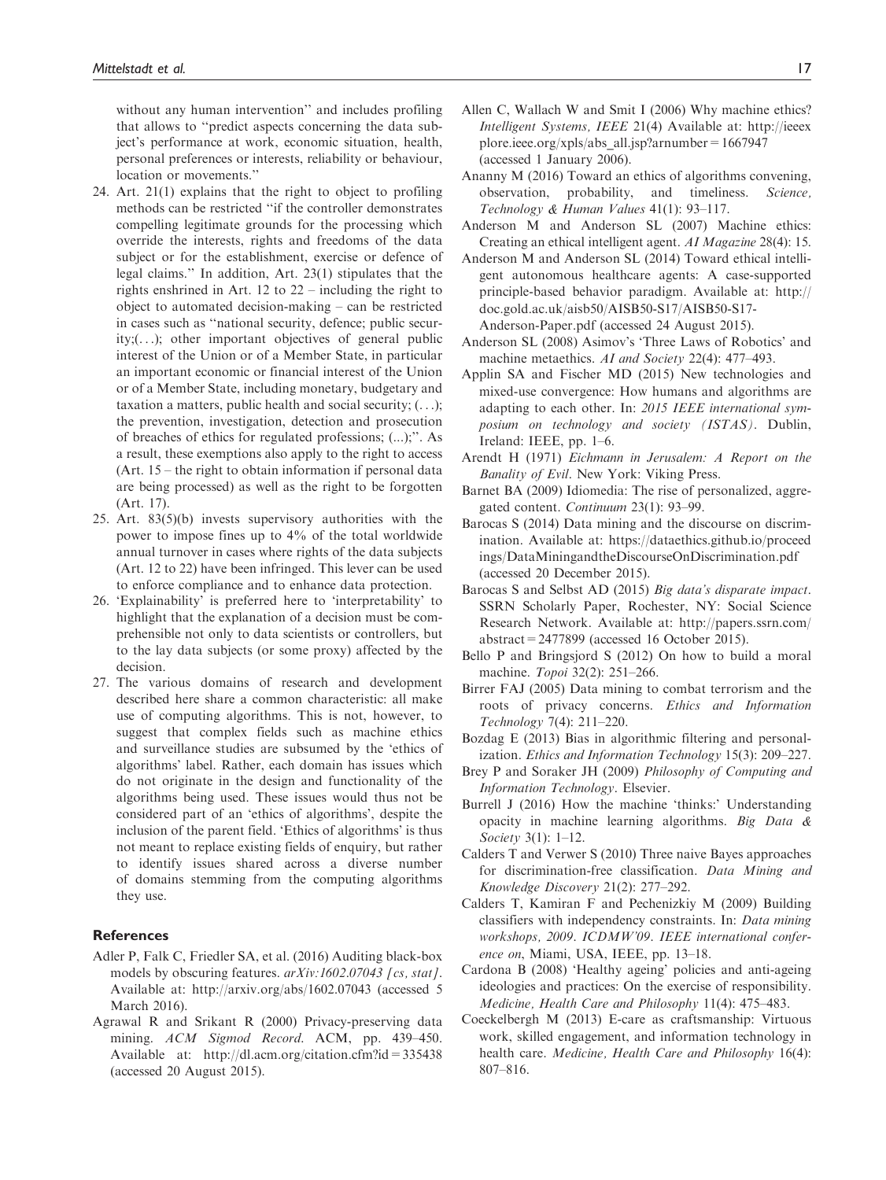without any human intervention'' and includes profiling that allows to ''predict aspects concerning the data subject's performance at work, economic situation, health, personal preferences or interests, reliability or behaviour, location or movements.''

24. Art. 21(1) explains that the right to object to profiling methods can be restricted ''if the controller demonstrates compelling legitimate grounds for the processing which override the interests, rights and freedoms of the data subject or for the establishment, exercise or defence of legal claims.'' In addition, Art. 23(1) stipulates that the rights enshrined in Art. 12 to 22 – including the right to object to automated decision-making – can be restricted in cases such as ''national security, defence; public security;(...); other important objectives of general public interest of the Union or of a Member State, in particular an important economic or financial interest of the Union or of a Member State, including monetary, budgetary and taxation a matters, public health and social security; (...); the prevention, investigation, detection and prosecution of breaches of ethics for regulated professions; (...);''. As a result, these exemptions also apply to the right to access (Art. 15 – the right to obtain information if personal data are being processed) as well as the right to be forgotten (Art. 17).
25. Art. 83(5)(b) invests supervisory authorities with the power to impose fines up to 4% of the total worldwide annual turnover in cases where rights of the data subjects (Art. 12 to 22) have been infringed. This lever can be used to enforce compliance and to enhance data protection.
26. 'Explainability' is preferred here to 'interpretability' to highlight that the explanation of a decision must be comprehensible not only to data scientists or controllers, but to the lay data subjects (or some proxy) affected by the decision.
27. The various domains of research and development described here share a common characteristic: all make use of computing algorithms. This is not, however, to suggest that complex fields such as machine ethics and surveillance studies are subsumed by the 'ethics of algorithms' label. Rather, each domain has issues which do not originate in the design and functionality of the algorithms being used. These issues would thus not be considered part of an 'ethics of algorithms', despite the inclusion of the parent field. 'Ethics of algorithms' is thus not meant to replace existing fields of enquiry, but rather to identify issues shared across a diverse number of domains stemming from the computing algorithms they use.

## References

Adler P, Falk C, Friedler SA, et al. (2016) Auditing black-box models by obscuring features. *arXiv:1602.07043 [cs, stat]*. Available at: http://arxiv.org/abs/1602.07043 (accessed 5 March 2016).

Agrawal R and Srikant R (2000) Privacy-preserving data mining. *ACM Sigmod Record*. ACM, pp. 439–450. Available at: http://dl.acm.org/citation.cfm?id=335438 (accessed 20 August 2015).

Allen C, Wallach W and Smit I (2006) Why machine ethics? *Intelligent Systems, IEEE* 21(4) Available at: http://ieeexplore.ieee.org/xpls/abs_all.jsp?arnumber=1667947 (accessed 1 January 2006).

Ananny M (2016) Toward an ethics of algorithms convening, observation, probability, and timeliness. *Science, Technology & Human Values* 41(1): 93–117.

Anderson M and Anderson SL (2007) Machine ethics: Creating an ethical intelligent agent. *AI Magazine* 28(4): 15.

Anderson M and Anderson SL (2014) Toward ethical intelligent autonomous healthcare agents: A case-supported principle-based behavior paradigm. Available at: http://doc.gold.ac.uk/aisb50/AISB50-S17/AISB50-S17-Anderson-Paper.pdf (accessed 24 August 2015).

Anderson SL (2008) Asimov's 'Three Laws of Robotics' and machine metaethics. *AI and Society* 22(4): 477–493.

Applin SA and Fischer MD (2015) New technologies and mixed-use convergence: How humans and algorithms are adapting to each other. In: *2015 IEEE international symposium on technology and society (ISTAS)*. Dublin, Ireland: IEEE, pp. 1–6.

Arendt H (1971) *Eichmann in Jerusalem: A Report on the Banality of Evil*. New York: Viking Press.

Barnet BA (2009) Idiomedia: The rise of personalized, aggregated content. *Continuum* 23(1): 93–99.

Barocas S (2014) Data mining and the discourse on discrimination. Available at: https://dataethics.github.io/proceedings/DataMiningandtheDiscourseOnDiscrimination.pdf (accessed 20 December 2015).

Barocas S and Selbst AD (2015) *Big data's disparate impact*. SSRN Scholarly Paper, Rochester, NY: Social Science Research Network. Available at: http://papers.ssrn.com/abstract=2477899 (accessed 16 October 2015).

Bello P and Bringsjord S (2012) On how to build a moral machine. *Topoi* 32(2): 251–266.

Birrer FAJ (2005) Data mining to combat terrorism and the roots of privacy concerns. *Ethics and Information Technology* 7(4): 211–220.

Bozdag E (2013) Bias in algorithmic filtering and personalization. *Ethics and Information Technology* 15(3): 209–227.

Brey P and Soraker JH (2009) *Philosophy of Computing and Information Technology*. Elsevier.

Burrell J (2016) How the machine 'thinks:' Understanding opacity in machine learning algorithms. *Big Data & Society* 3(1): 1–12.

Calders T and Verwer S (2010) Three naive Bayes approaches for discrimination-free classification. *Data Mining and Knowledge Discovery* 21(2): 277–292.

Calders T, Kamiran F and Pechenizkiy M (2009) Building classifiers with independency constraints. In: *Data mining workshops, 2009. ICDMW'09. IEEE international conference on*, Miami, USA, IEEE, pp. 13–18.

Cardona B (2008) 'Healthy ageing' policies and anti-ageing ideologies and practices: On the exercise of responsibility. *Medicine, Health Care and Philosophy* 11(4): 475–483.

Coeckelbergh M (2013) E-care as craftsmanship: Virtuous work, skilled engagement, and information technology in health care. *Medicine, Health Care and Philosophy* 16(4): 807–816.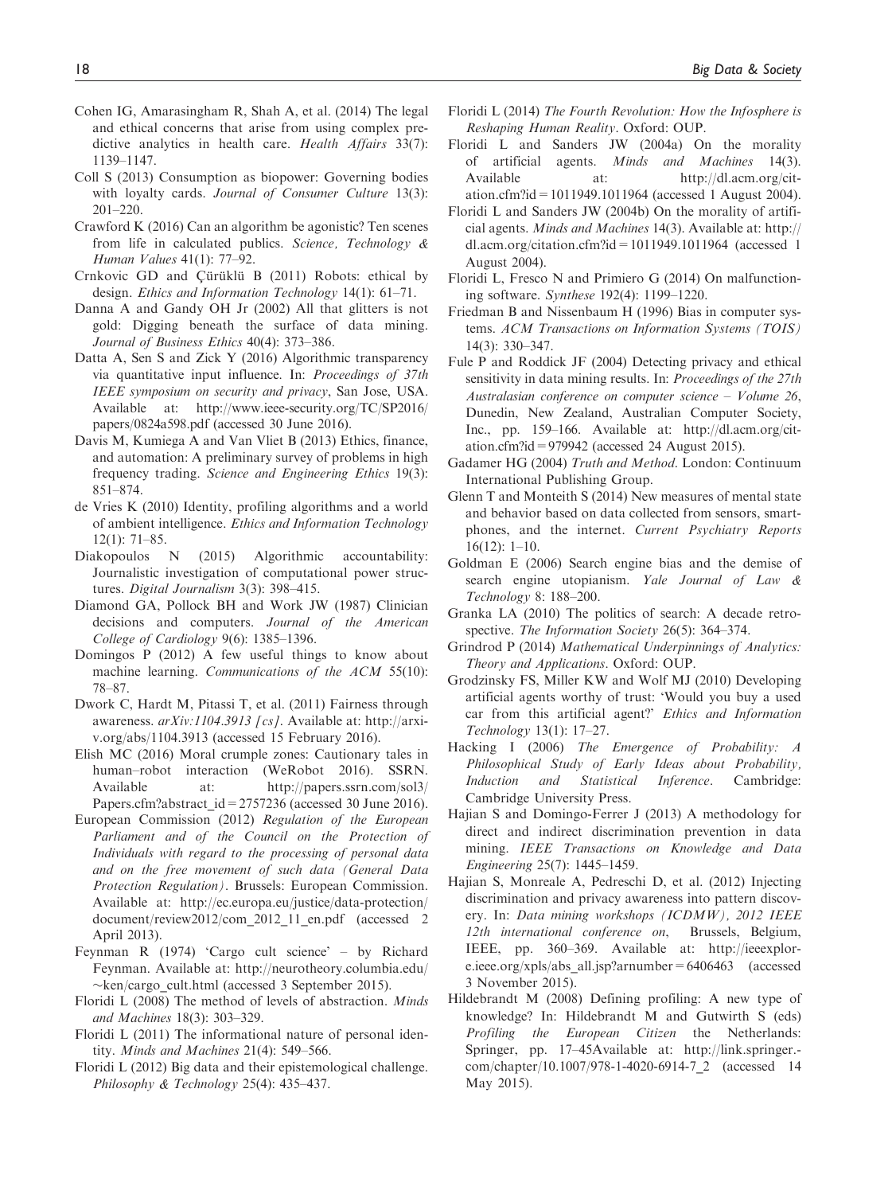Cohen IG, Amarasingham R, Shah A, et al. (2014) The legal and ethical concerns that arise from using complex predictive analytics in health care. *Health Affairs* 33(7): 1139–1147.

Coll S (2013) Consumption as biopower: Governing bodies with loyalty cards. *Journal of Consumer Culture* 13(3): 201–220.

Crawford K (2016) Can an algorithm be agonistic? Ten scenes from life in calculated publics. *Science, Technology & Human Values* 41(1): 77–92.

Crnkovic GD and Çürüklü B (2011) Robots: ethical by design. *Ethics and Information Technology* 14(1): 61–71.

Danna A and Gandy OH Jr (2002) All that glitters is not gold: Digging beneath the surface of data mining. *Journal of Business Ethics* 40(4): 373–386.

Datta A, Sen S and Zick Y (2016) Algorithmic transparency via quantitative input influence. In: *Proceedings of 37th IEEE symposium on security and privacy*, San Jose, USA. Available at: http://www.ieee-security.org/TC/SP2016/papers/0824a598.pdf (accessed 30 June 2016).

Davis M, Kumiega A and Van Vliet B (2013) Ethics, finance, and automation: A preliminary survey of problems in high frequency trading. *Science and Engineering Ethics* 19(3): 851–874.

de Vries K (2010) Identity, profiling algorithms and a world of ambient intelligence. *Ethics and Information Technology* 12(1): 71–85.

Diakopoulos N (2015) Algorithmic accountability: Journalistic investigation of computational power structures. *Digital Journalism* 3(3): 398–415.

Diamond GA, Pollock BH and Work JW (1987) Clinician decisions and computers. *Journal of the American College of Cardiology* 9(6): 1385–1396.

Domingos P (2012) A few useful things to know about machine learning. *Communications of the ACM* 55(10): 78–87.

Dwork C, Hardt M, Pitassi T, et al. (2011) Fairness through awareness. *arXiv:1104.3913 [cs]*. Available at: http://arxiv.org/abs/1104.3913 (accessed 15 February 2016).

Elish MC (2016) Moral crumple zones: Cautionary tales in human–robot interaction (WeRobot 2016). SSRN. Available at: http://papers.ssrn.com/sol3/Papers.cfm?abstract_id=2757236 (accessed 30 June 2016).

European Commission (2012) *Regulation of the European Parliament and of the Council on the Protection of Individuals with regard to the processing of personal data and on the free movement of such data (General Data Protection Regulation)*. Brussels: European Commission. Available at: http://ec.europa.eu/justice/data-protection/document/review2012/com_2012_11_en.pdf (accessed 2 April 2013).

Feynman R (1974) 'Cargo cult science' – by Richard Feynman. Available at: http://neurotheory.columbia.edu/~ken/cargo_cult.html (accessed 3 September 2015).

Floridi L (2008) The method of levels of abstraction. *Minds and Machines* 18(3): 303–329.

Floridi L (2011) The informational nature of personal identity. *Minds and Machines* 21(4): 549–566.

Floridi L (2012) Big data and their epistemological challenge. *Philosophy & Technology* 25(4): 435–437.

Floridi L (2014) *The Fourth Revolution: How the Infosphere is Reshaping Human Reality*. Oxford: OUP.

Floridi L and Sanders JW (2004a) On the morality of artificial agents. *Minds and Machines* 14(3). Available at: http://dl.acm.org/citation.cfm?id=1011949.1011964 (accessed 1 August 2004).

Floridi L and Sanders JW (2004b) On the morality of artificial agents. *Minds and Machines* 14(3). Available at: http://dl.acm.org/citation.cfm?id=1011949.1011964 (accessed 1 August 2004).

Floridi L, Fresco N and Primiero G (2014) On malfunctioning software. *Synthese* 192(4): 1199–1220.

Friedman B and Nissenbaum H (1996) Bias in computer systems. *ACM Transactions on Information Systems (TOIS)* 14(3): 330–347.

Fule P and Roddick JF (2004) Detecting privacy and ethical sensitivity in data mining results. In: *Proceedings of the 27th Australasian conference on computer science – Volume 26*, Dunedin, New Zealand, Australian Computer Society, Inc., pp. 159–166. Available at: http://dl.acm.org/citation.cfm?id=979942 (accessed 24 August 2015).

Gadamer HG (2004) *Truth and Method*. London: Continuum International Publishing Group.

Glenn T and Monteith S (2014) New measures of mental state and behavior based on data collected from sensors, smartphones, and the internet. *Current Psychiatry Reports* 16(12): 1–10.

Goldman E (2006) Search engine bias and the demise of search engine utopianism. *Yale Journal of Law & Technology* 8: 188–200.

Granka LA (2010) The politics of search: A decade retrospective. *The Information Society* 26(5): 364–374.

Grindrod P (2014) *Mathematical Underpinnings of Analytics: Theory and Applications*. Oxford: OUP.

Grodzinsky FS, Miller KW and Wolf MJ (2010) Developing artificial agents worthy of trust: 'Would you buy a used car from this artificial agent?' *Ethics and Information Technology* 13(1): 17–27.

Hacking I (2006) *The Emergence of Probability: A Philosophical Study of Early Ideas about Probability, Induction and Statistical Inference*. Cambridge: Cambridge University Press.

Hajian S and Domingo-Ferrer J (2013) A methodology for direct and indirect discrimination prevention in data mining. *IEEE Transactions on Knowledge and Data Engineering* 25(7): 1445–1459.

Hajian S, Monreale A, Pedreschi D, et al. (2012) Injecting discrimination and privacy awareness into pattern discovery. In: *Data mining workshops (ICDMW), 2012 IEEE 12th international conference on*, Brussels, Belgium, IEEE, pp. 360–369. Available at: http://ieeexplore.ieee.org/xpls/abs_all.jsp?arnumber=6406463 (accessed 3 November 2015).

Hildebrandt M (2008) Defining profiling: A new type of knowledge? In: Hildebrandt M and Gutwirth S (eds) *Profiling the European Citizen* the Netherlands: Springer, pp. 17–45Available at: http://link.springer.com/chapter/10.1007/978-1-4020-6914-7_2 (accessed 14 May 2015).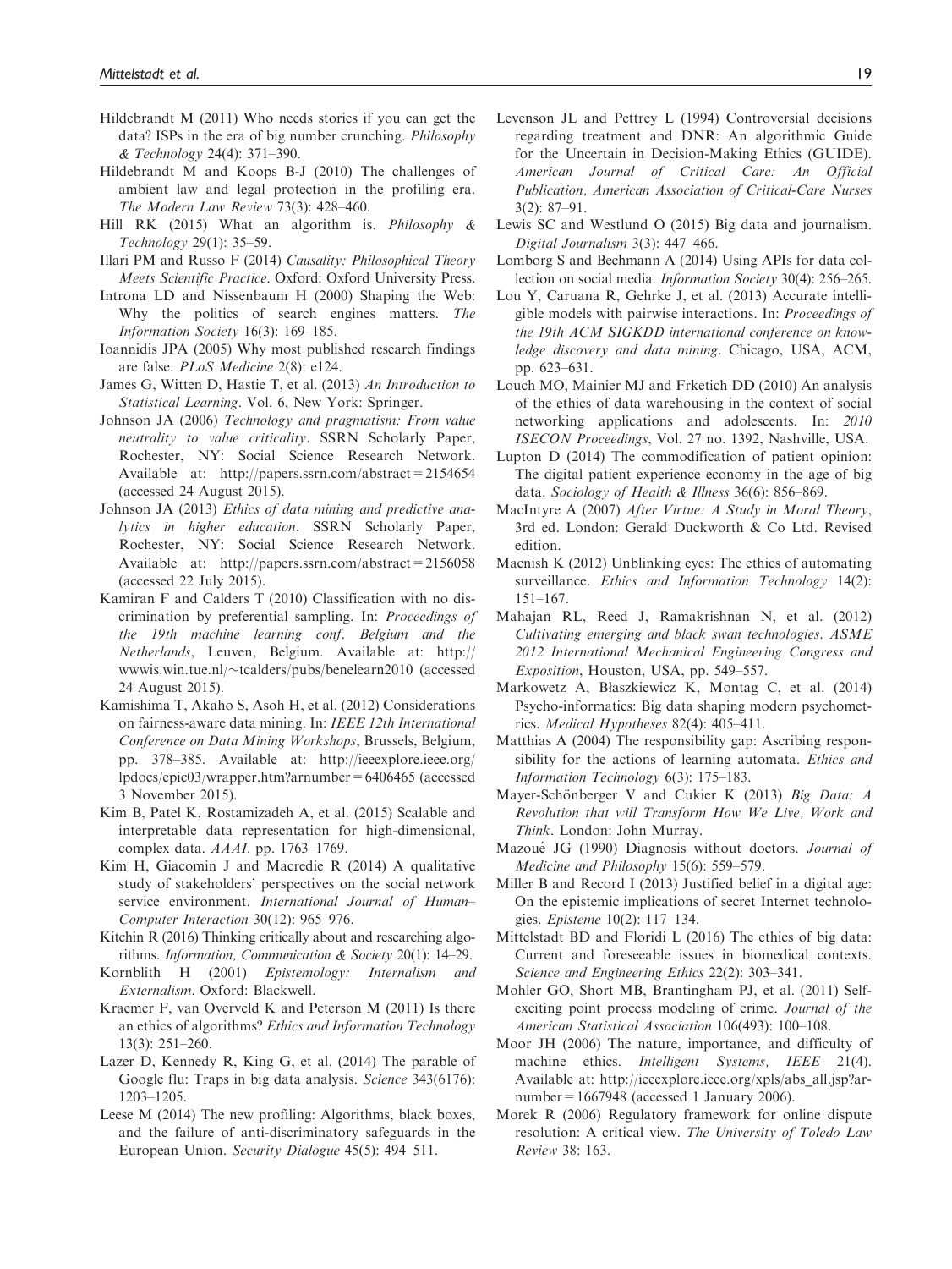Hildebrandt M (2011) Who needs stories if you can get the data? ISPs in the era of big number crunching. *Philosophy & Technology* 24(4): 371–390.

Hildebrandt M and Koops B-J (2010) The challenges of ambient law and legal protection in the profiling era. *The Modern Law Review* 73(3): 428–460.

Hill RK (2015) What an algorithm is. *Philosophy & Technology* 29(1): 35–59.

Illari PM and Russo F (2014) *Causality: Philosophical Theory Meets Scientific Practice*. Oxford: Oxford University Press.

Introna LD and Nissenbaum H (2000) Shaping the Web: Why the politics of search engines matters. *The Information Society* 16(3): 169–185.

Ioannidis JPA (2005) Why most published research findings are false. *PLoS Medicine* 2(8): e124.

James G, Witten D, Hastie T, et al. (2013) *An Introduction to Statistical Learning*. Vol. 6, New York: Springer.

Johnson JA (2006) *Technology and pragmatism: From value neutrality to value criticality*. SSRN Scholarly Paper, Rochester, NY: Social Science Research Network. Available at: http://papers.ssrn.com/abstract=2154654 (accessed 24 August 2015).

Johnson JA (2013) *Ethics of data mining and predictive analytics in higher education*. SSRN Scholarly Paper, Rochester, NY: Social Science Research Network. Available at: http://papers.ssrn.com/abstract=2156058 (accessed 22 July 2015).

Kamiran F and Calders T (2010) Classification with no discrimination by preferential sampling. In: *Proceedings of the 19th machine learning conf. Belgium and the Netherlands*, Leuven, Belgium. Available at: http://wwwis.win.tue.nl/~tcalders/pubs/benelearn2010 (accessed 24 August 2015).

Kamishima T, Akaho S, Asoh H, et al. (2012) Considerations on fairness-aware data mining. In: *IEEE 12th International Conference on Data Mining Workshops*, Brussels, Belgium, pp. 378–385. Available at: http://ieeexplore.ieee.org/lpdocs/epic03/wrapper.htm?arnumber=6406465 (accessed 3 November 2015).

Kim B, Patel K, Rostamizadeh A, et al. (2015) Scalable and interpretable data representation for high-dimensional, complex data. *AAAI*. pp. 1763–1769.

Kim H, Giacomin J and Macredie R (2014) A qualitative study of stakeholders' perspectives on the social network service environment. *International Journal of Human–Computer Interaction* 30(12): 965–976.

Kitchin R (2016) Thinking critically about and researching algorithms. *Information, Communication & Society* 20(1): 14–29.

Kornblith H (2001) *Epistemology: Internalism and Externalism*. Oxford: Blackwell.

Kraemer F, van Overveld K and Peterson M (2011) Is there an ethics of algorithms? *Ethics and Information Technology* 13(3): 251–260.

Lazer D, Kennedy R, King G, et al. (2014) The parable of Google flu: Traps in big data analysis. *Science* 343(6176): 1203–1205.

Leese M (2014) The new profiling: Algorithms, black boxes, and the failure of anti-discriminatory safeguards in the European Union. *Security Dialogue* 45(5): 494–511.

Levenson JL and Pettrey L (1994) Controversial decisions regarding treatment and DNR: An algorithmic Guide for the Uncertain in Decision-Making Ethics (GUIDE). *American Journal of Critical Care: An Official Publication, American Association of Critical-Care Nurses* 3(2): 87–91.

Lewis SC and Westlund O (2015) Big data and journalism. *Digital Journalism* 3(3): 447–466.

Lomborg S and Bechmann A (2014) Using APIs for data collection on social media. *Information Society* 30(4): 256–265.

Lou Y, Caruana R, Gehrke J, et al. (2013) Accurate intelligible models with pairwise interactions. In: *Proceedings of the 19th ACM SIGKDD international conference on knowledge discovery and data mining*. Chicago, USA, ACM, pp. 623–631.

Louch MO, Mainier MJ and Frketich DD (2010) An analysis of the ethics of data warehousing in the context of social networking applications and adolescents. In: *2010 ISECON Proceedings*, Vol. 27 no. 1392, Nashville, USA.

Lupton D (2014) The commodification of patient opinion: The digital patient experience economy in the age of big data. *Sociology of Health & Illness* 36(6): 856–869.

MacIntyre A (2007) *After Virtue: A Study in Moral Theory*, 3rd ed. London: Gerald Duckworth & Co Ltd. Revised edition.

Macnish K (2012) Unblinking eyes: The ethics of automating surveillance. *Ethics and Information Technology* 14(2): 151–167.

Mahajan RL, Reed J, Ramakrishnan N, et al. (2012) *Cultivating emerging and black swan technologies. ASME 2012 International Mechanical Engineering Congress and Exposition*, Houston, USA, pp. 549–557.

Markowetz A, Błaszkiewicz K, Montag C, et al. (2014) Psycho-informatics: Big data shaping modern psychometrics. *Medical Hypotheses* 82(4): 405–411.

Matthias A (2004) The responsibility gap: Ascribing responsibility for the actions of learning automata. *Ethics and Information Technology* 6(3): 175–183.

Mayer-Schönberger V and Cukier K (2013) *Big Data: A Revolution that will Transform How We Live, Work and Think*. London: John Murray.

Mazoué JG (1990) Diagnosis without doctors. *Journal of Medicine and Philosophy* 15(6): 559–579.

Miller B and Record I (2013) Justified belief in a digital age: On the epistemic implications of secret Internet technologies. *Episteme* 10(2): 117–134.

Mittelstadt BD and Floridi L (2016) The ethics of big data: Current and foreseeable issues in biomedical contexts. *Science and Engineering Ethics* 22(2): 303–341.

Mohler GO, Short MB, Brantingham PJ, et al. (2011) Self-exciting point process modeling of crime. *Journal of the American Statistical Association* 106(493): 100–108.

Moor JH (2006) The nature, importance, and difficulty of machine ethics. *Intelligent Systems, IEEE* 21(4). Available at: http://ieeexplore.ieee.org/xpls/abs_all.jsp?arnumber=1667948 (accessed 1 January 2006).

Morek R (2006) Regulatory framework for online dispute resolution: A critical view. *The University of Toledo Law Review* 38: 163.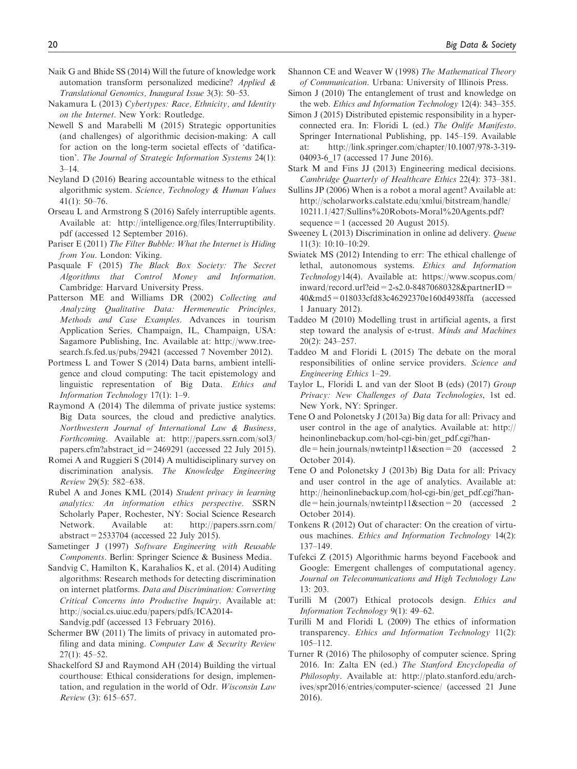Naik G and Bhide SS (2014) Will the future of knowledge work automation transform personalized medicine? *Applied & Translational Genomics, Inaugural Issue* 3(3): 50–53.

Nakamura L (2013) *Cybertypes: Race, Ethnicity, and Identity on the Internet*. New York: Routledge.

Newell S and Marabelli M (2015) Strategic opportunities (and challenges) of algorithmic decision-making: A call for action on the long-term societal effects of 'datification'. *The Journal of Strategic Information Systems* 24(1): 3–14.

Neyland D (2016) Bearing accountable witness to the ethical algorithmic system. *Science, Technology & Human Values* 41(1): 50–76.

Orseau L and Armstrong S (2016) Safely interruptible agents. Available at: http://intelligence.org/files/Interruptibility.pdf (accessed 12 September 2016).

Pariser E (2011) *The Filter Bubble: What the Internet is Hiding from You*. London: Viking.

Pasquale F (2015) *The Black Box Society: The Secret Algorithms that Control Money and Information*. Cambridge: Harvard University Press.

Patterson ME and Williams DR (2002) *Collecting and Analyzing Qualitative Data: Hermeneutic Principles, Methods and Case Examples*. Advances in tourism Application Series, Champaign, IL, Champaign, USA: Sagamore Publishing, Inc. Available at: http://www.treesearch.fs.fed.us/pubs/29421 (accessed 7 November 2012).

Portmess L and Tower S (2014) Data barns, ambient intelligence and cloud computing: The tacit epistemology and linguistic representation of Big Data. *Ethics and Information Technology* 17(1): 1–9.

Raymond A (2014) The dilemma of private justice systems: Big Data sources, the cloud and predictive analytics. *Northwestern Journal of International Law & Business, Forthcoming*. Available at: http://papers.ssrn.com/sol3/papers.cfm?abstract_id=2469291 (accessed 22 July 2015).

Romei A and Ruggieri S (2014) A multidisciplinary survey on discrimination analysis. *The Knowledge Engineering Review* 29(5): 582–638.

Rubel A and Jones KML (2014) *Student privacy in learning analytics: An information ethics perspective*. SSRN Scholarly Paper, Rochester, NY: Social Science Research Network. Available at: http://papers.ssrn.com/abstract=2533704 (accessed 22 July 2015).

Sametinger J (1997) *Software Engineering with Reusable Components*. Berlin: Springer Science & Business Media.

Sandvig C, Hamilton K, Karahalios K, et al. (2014) Auditing algorithms: Research methods for detecting discrimination on internet platforms. *Data and Discrimination: Converting Critical Concerns into Productive Inquiry*. Available at: http://social.cs.uiuc.edu/papers/pdfs/ICA2014-Sandvig.pdf (accessed 13 February 2016).

Schermer BW (2011) The limits of privacy in automated profiling and data mining. *Computer Law & Security Review* 27(1): 45–52.

Shackelford SJ and Raymond AH (2014) Building the virtual courthouse: Ethical considerations for design, implementation, and regulation in the world of Odr. *Wisconsin Law Review* (3): 615–657.

Shannon CE and Weaver W (1998) *The Mathematical Theory of Communication*. Urbana: University of Illinois Press.

Simon J (2010) The entanglement of trust and knowledge on the web. *Ethics and Information Technology* 12(4): 343–355.

Simon J (2015) Distributed epistemic responsibility in a hyperconnected era. In: Floridi L (ed.) *The Onlife Manifesto*. Springer International Publishing, pp. 145–159. Available at: http://link.springer.com/chapter/10.1007/978-3-319-04093-6_17 (accessed 17 June 2016).

Stark M and Fins JJ (2013) Engineering medical decisions. *Cambridge Quarterly of Healthcare Ethics* 22(4): 373–381.

Sullins JP (2006) When is a robot a moral agent? Available at: http://scholarworks.calstate.edu/xmlui/bitstream/handle/10211.1/427/Sullins%20Robots-Moral%20Agents.pdf?sequence=1 (accessed 20 August 2015).

Sweeney L (2013) Discrimination in online ad delivery. *Queue* 11(3): 10:10–10:29.

Swiatek MS (2012) Intending to err: The ethical challenge of lethal, autonomous systems. *Ethics and Information Technology*14(4). Available at: https://www.scopus.com/inward/record.url?eid=2-s2.0-84870680328&partnerID=40&md5=018033cfd83c46292370e160d4938ffa (accessed 1 January 2012).

Taddeo M (2010) Modelling trust in artificial agents, a first step toward the analysis of e-trust. *Minds and Machines* 20(2): 243–257.

Taddeo M and Floridi L (2015) The debate on the moral responsibilities of online service providers. *Science and Engineering Ethics* 1–29.

Taylor L, Floridi L and van der Sloot B (eds) (2017) *Group Privacy: New Challenges of Data Technologies*, 1st ed. New York, NY: Springer.

Tene O and Polonetsky J (2013a) Big data for all: Privacy and user control in the age of analytics. Available at: http://heinonlinebackup.com/hol-cgi-bin/get_pdf.cgi?handle=hein.journals/nwteintp11&section=20 (accessed 2 October 2014).

Tene O and Polonetsky J (2013b) Big Data for all: Privacy and user control in the age of analytics. Available at: http://heinonlinebackup.com/hol-cgi-bin/get_pdf.cgi?handle=hein.journals/nwteintp11&section=20 (accessed 2 October 2014).

Tonkens R (2012) Out of character: On the creation of virtuous machines. *Ethics and Information Technology* 14(2): 137–149.

Tufekci Z (2015) Algorithmic harms beyond Facebook and Google: Emergent challenges of computational agency. *Journal on Telecommunications and High Technology Law* 13: 203.

Turilli M (2007) Ethical protocols design. *Ethics and Information Technology* 9(1): 49–62.

Turilli M and Floridi L (2009) The ethics of information transparency. *Ethics and Information Technology* 11(2): 105–112.

Turner R (2016) The philosophy of computer science. Spring 2016. In: Zalta EN (ed.) *The Stanford Encyclopedia of Philosophy*. Available at: http://plato.stanford.edu/archives/spr2016/entries/computer-science/ (accessed 21 June 2016).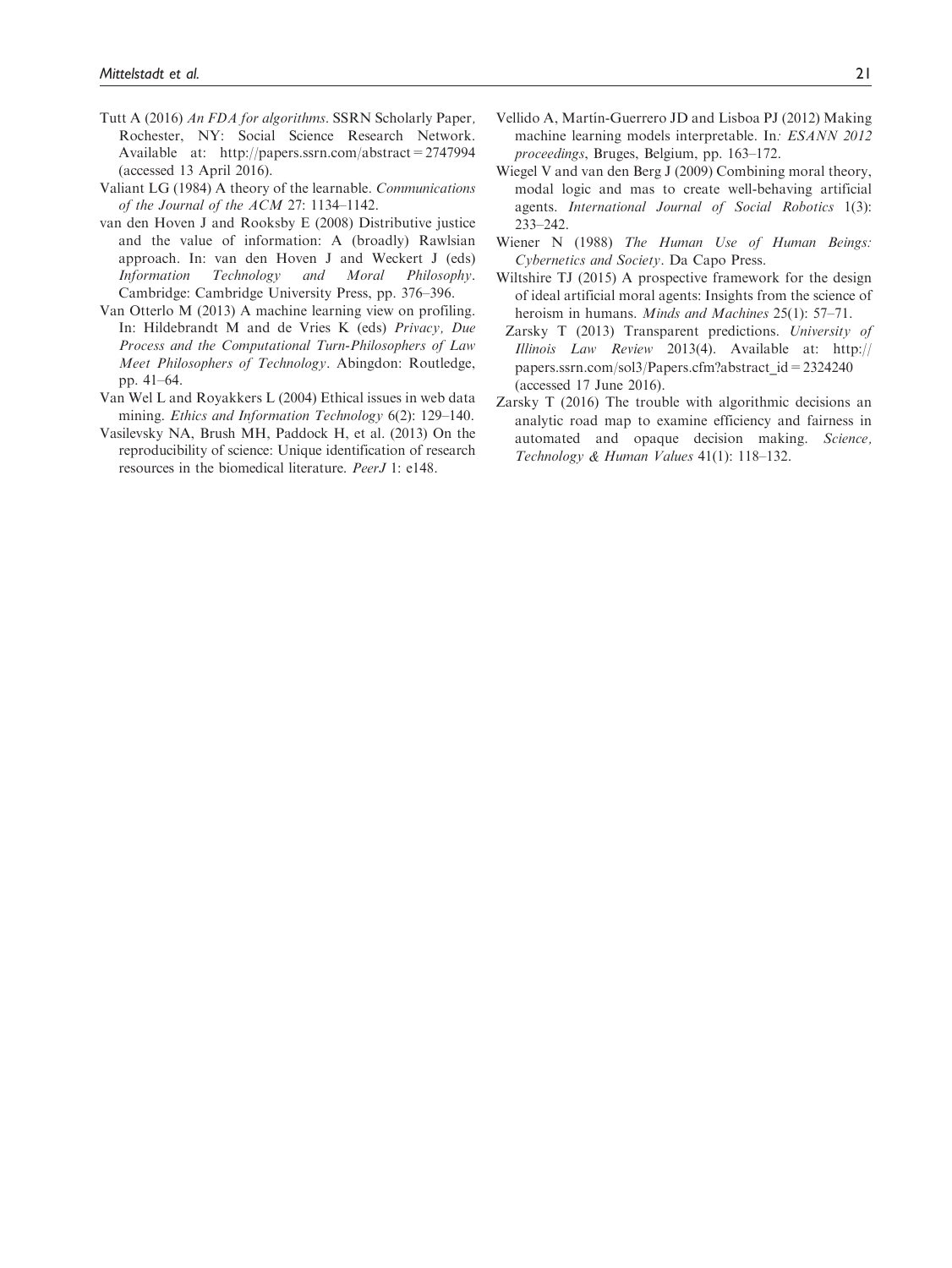Tutt A (2016) *An FDA for algorithms*. SSRN Scholarly Paper, Rochester, NY: Social Science Research Network. Available at: http://papers.ssrn.com/abstract=2747994 (accessed 13 April 2016).

Valiant LG (1984) A theory of the learnable. *Communications of the Journal of the ACM* 27: 1134–1142.

van den Hoven J and Rooksby E (2008) Distributive justice and the value of information: A (broadly) Rawlsian approach. In: van den Hoven J and Weckert J (eds) *Information Technology and Moral Philosophy*. Cambridge: Cambridge University Press, pp. 376–396.

Van Otterlo M (2013) A machine learning view on profiling. In: Hildebrandt M and de Vries K (eds) *Privacy, Due Process and the Computational Turn-Philosophers of Law Meet Philosophers of Technology*. Abingdon: Routledge, pp. 41–64.

Van Wel L and Royakkers L (2004) Ethical issues in web data mining. *Ethics and Information Technology* 6(2): 129–140.

Vasilevsky NA, Brush MH, Paddock H, et al. (2013) On the reproducibility of science: Unique identification of research resources in the biomedical literature. *PeerJ* 1: e148.

Vellido A, Martín-Guerrero JD and Lisboa PJ (2012) Making machine learning models interpretable. In*: ESANN 2012 proceedings*, Bruges, Belgium, pp. 163–172.

Wiegel V and van den Berg J (2009) Combining moral theory, modal logic and mas to create well-behaving artificial agents. *International Journal of Social Robotics* 1(3): 233–242.

Wiener N (1988) *The Human Use of Human Beings: Cybernetics and Society*. Da Capo Press.

Wiltshire TJ (2015) A prospective framework for the design of ideal artificial moral agents: Insights from the science of heroism in humans. *Minds and Machines* 25(1): 57–71.

Zarsky T (2013) Transparent predictions. *University of Illinois Law Review* 2013(4). Available at: http://papers.ssrn.com/sol3/Papers.cfm?abstract_id=2324240 (accessed 17 June 2016).

Zarsky T (2016) The trouble with algorithmic decisions an analytic road map to examine efficiency and fairness in automated and opaque decision making. *Science, Technology & Human Values* 41(1): 118–132.